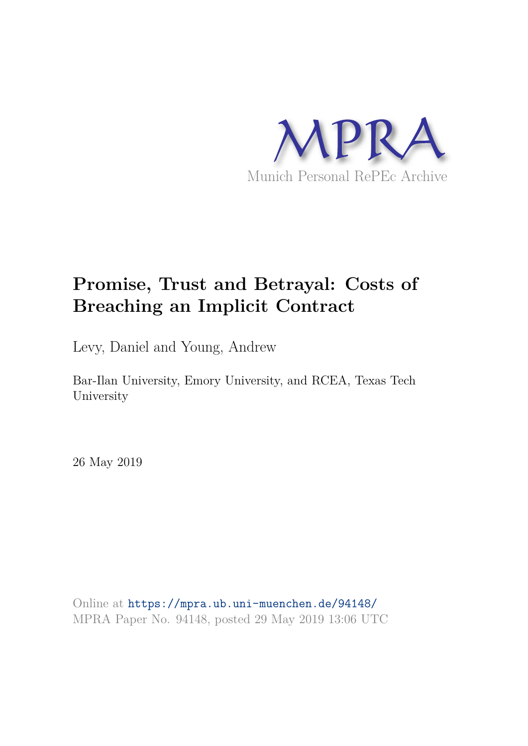MPRA

Munich Personal RePEc Archive

# Promise, Trust and Betrayal: Costs of Breaching an Implicit Contract

Levy, Daniel and Young, Andrew

Bar-Ilan University, Emory University, and RCEA, Texas Tech University

26 May 2019

Online at https://mpra.ub.uni-muenchen.de/94148/
MPRA Paper No. 94148, posted 29 May 2019 13:06 UTC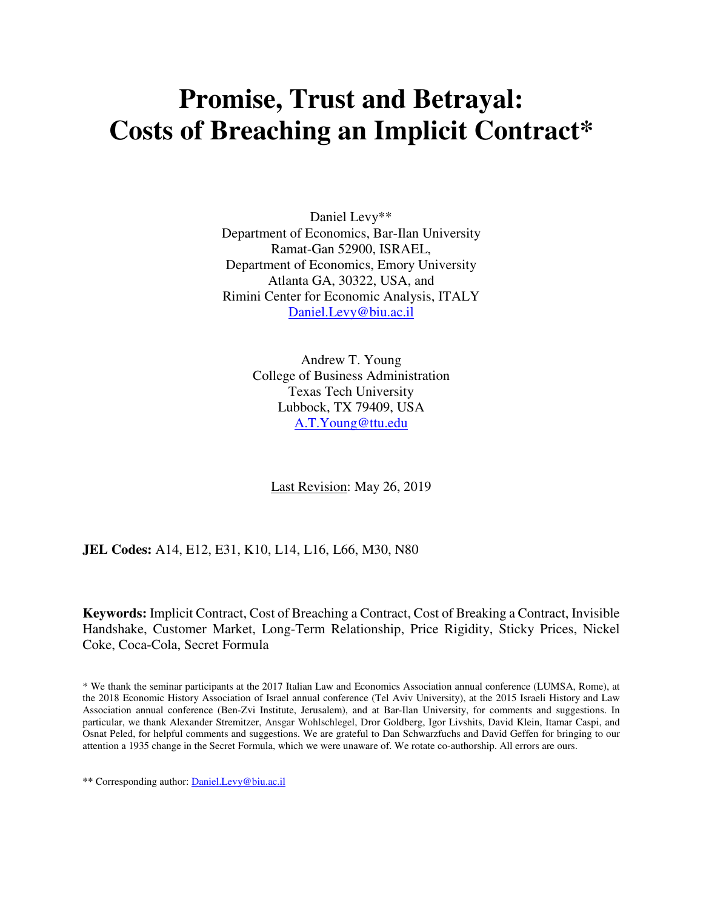# Promise, Trust and Betrayal: Costs of Breaching an Implicit Contract*

Daniel Levy**
Department of Economics, Bar-Ilan University
Ramat-Gan 52900, ISRAEL,
Department of Economics, Emory University
Atlanta GA, 30322, USA, and
Rimini Center for Economic Analysis, ITALY
Daniel.Levy@biu.ac.il

Andrew T. Young
College of Business Administration
Texas Tech University
Lubbock, TX 79409, USA
A.T.Young@ttu.edu

Last Revision: May 26, 2019

**JEL Codes:** A14, E12, E31, K10, L14, L16, L66, M30, N80

**Keywords:** Implicit Contract, Cost of Breaching a Contract, Cost of Breaking a Contract, Invisible Handshake, Customer Market, Long-Term Relationship, Price Rigidity, Sticky Prices, Nickel Coke, Coca-Cola, Secret Formula

\* We thank the seminar participants at the 2017 Italian Law and Economics Association annual conference (LUMSA, Rome), at the 2018 Economic History Association of Israel annual conference (Tel Aviv University), at the 2015 Israeli History and Law Association annual conference (Ben-Zvi Institute, Jerusalem), and at Bar-Ilan University, for comments and suggestions. In particular, we thank Alexander Stremitzer, Ansgar Wohlschlegel, Dror Goldberg, Igor Livshits, David Klein, Itamar Caspi, and Osnat Peled, for helpful comments and suggestions. We are grateful to Dan Schwarzfuchs and David Geffen for bringing to our attention a 1935 change in the Secret Formula, which we were unaware of. We rotate co-authorship. All errors are ours.

\*\* Corresponding author: Daniel.Levy@biu.ac.il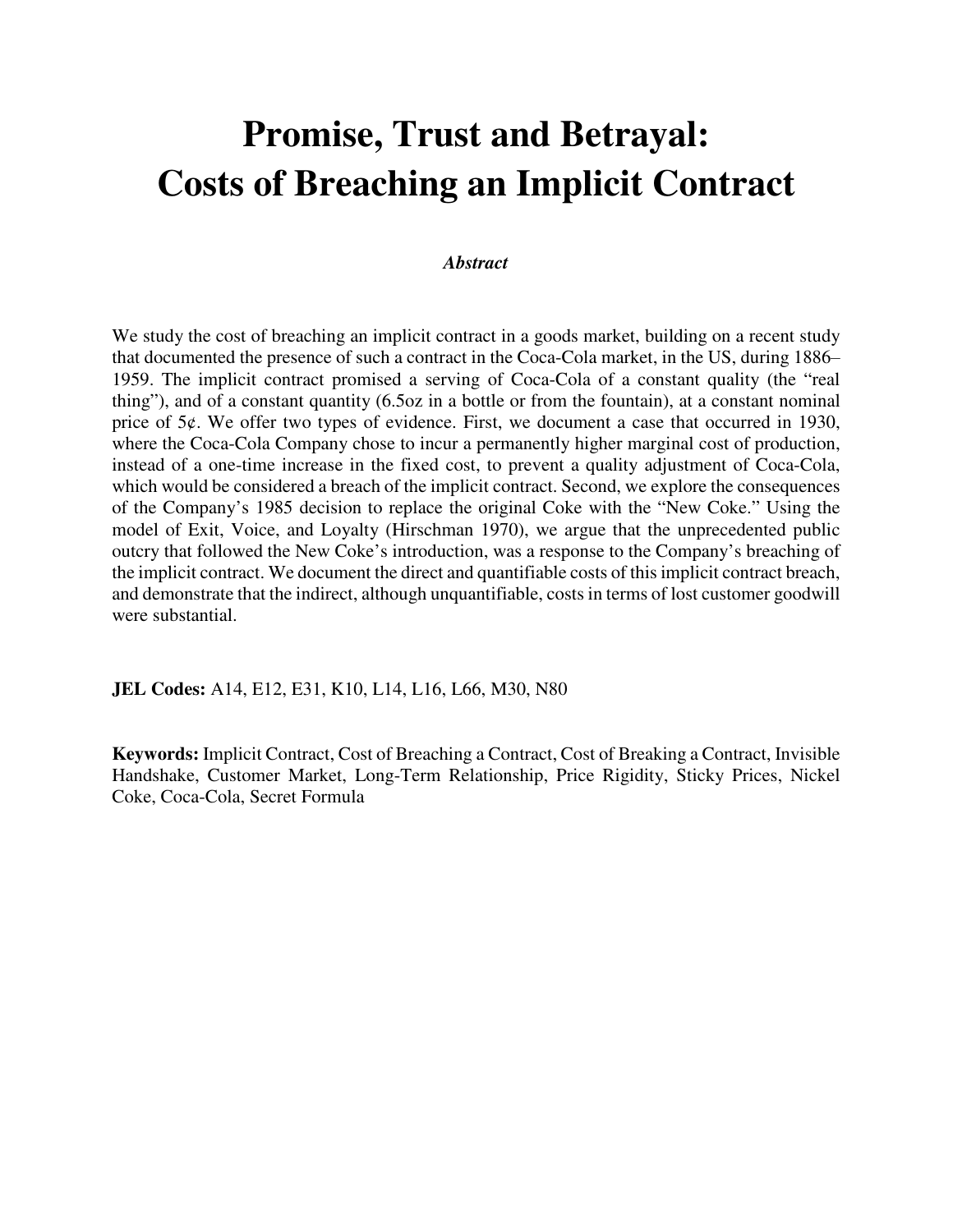# Promise, Trust and Betrayal: Costs of Breaching an Implicit Contract

***Abstract***

We study the cost of breaching an implicit contract in a goods market, building on a recent study that documented the presence of such a contract in the Coca-Cola market, in the US, during 1886–1959. The implicit contract promised a serving of Coca-Cola of a constant quality (the "real thing"), and of a constant quantity (6.5oz in a bottle or from the fountain), at a constant nominal price of 5¢. We offer two types of evidence. First, we document a case that occurred in 1930, where the Coca-Cola Company chose to incur a permanently higher marginal cost of production, instead of a one-time increase in the fixed cost, to prevent a quality adjustment of Coca-Cola, which would be considered a breach of the implicit contract. Second, we explore the consequences of the Company's 1985 decision to replace the original Coke with the "New Coke." Using the model of Exit, Voice, and Loyalty (Hirschman 1970), we argue that the unprecedented public outcry that followed the New Coke's introduction, was a response to the Company's breaching of the implicit contract. We document the direct and quantifiable costs of this implicit contract breach, and demonstrate that the indirect, although unquantifiable, costs in terms of lost customer goodwill were substantial.

**JEL Codes:** A14, E12, E31, K10, L14, L16, L66, M30, N80

**Keywords:** Implicit Contract, Cost of Breaching a Contract, Cost of Breaking a Contract, Invisible Handshake, Customer Market, Long-Term Relationship, Price Rigidity, Sticky Prices, Nickel Coke, Coca-Cola, Secret Formula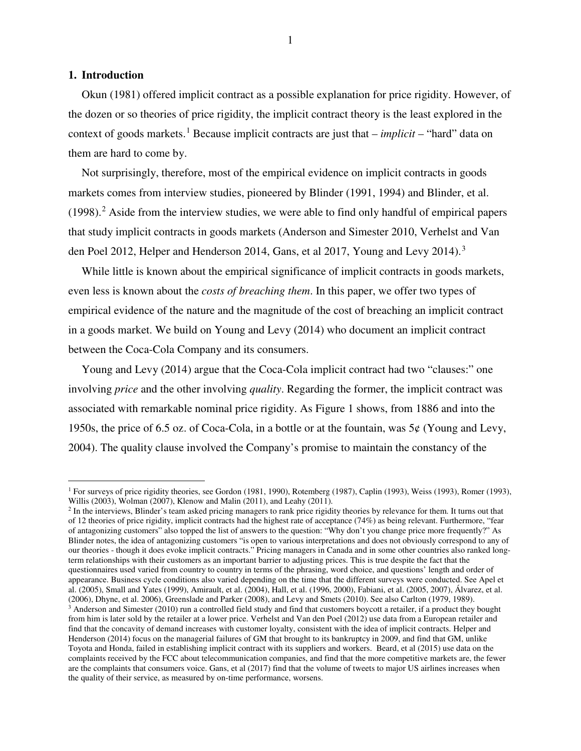## 1. Introduction

Okun (1981) offered implicit contract as a possible explanation for price rigidity. However, of the dozen or so theories of price rigidity, the implicit contract theory is the least explored in the context of goods markets.[1] Because implicit contracts are just that – *implicit* – "hard" data on them are hard to come by.

Not surprisingly, therefore, most of the empirical evidence on implicit contracts in goods markets comes from interview studies, pioneered by Blinder (1991, 1994) and Blinder, et al. (1998).[2] Aside from the interview studies, we were able to find only handful of empirical papers that study implicit contracts in goods markets (Anderson and Simester 2010, Verhelst and Van den Poel 2012, Helper and Henderson 2014, Gans, et al 2017, Young and Levy 2014).[3]

While little is known about the empirical significance of implicit contracts in goods markets, even less is known about the *costs of breaching them*. In this paper, we offer two types of empirical evidence of the nature and the magnitude of the cost of breaching an implicit contract in a goods market. We build on Young and Levy (2014) who document an implicit contract between the Coca-Cola Company and its consumers.

Young and Levy (2014) argue that the Coca-Cola implicit contract had two "clauses:" one involving *price* and the other involving *quality*. Regarding the former, the implicit contract was associated with remarkable nominal price rigidity. As Figure 1 shows, from 1886 and into the 1950s, the price of 6.5 oz. of Coca-Cola, in a bottle or at the fountain, was 5¢ (Young and Levy, 2004). The quality clause involved the Company's promise to maintain the constancy of the

---

[1] For surveys of price rigidity theories, see Gordon (1981, 1990), Rotemberg (1987), Caplin (1993), Weiss (1993), Romer (1993), Willis (2003), Wolman (2007), Klenow and Malin (2011), and Leahy (2011).

[2] In the interviews, Blinder's team asked pricing managers to rank price rigidity theories by relevance for them. It turns out that of 12 theories of price rigidity, implicit contracts had the highest rate of acceptance (74%) as being relevant. Furthermore, "fear of antagonizing customers" also topped the list of answers to the question: "Why don't you change price more frequently?" As Blinder notes, the idea of antagonizing customers "is open to various interpretations and does not obviously correspond to any of our theories - though it does evoke implicit contracts." Pricing managers in Canada and in some other countries also ranked long-term relationships with their customers as an important barrier to adjusting prices. This is true despite the fact that the questionnaires used varied from country to country in terms of the phrasing, word choice, and questions' length and order of appearance. Business cycle conditions also varied depending on the time that the different surveys were conducted. See Apel et al. (2005), Small and Yates (1999), Amirault, et al. (2004), Hall, et al. (1996, 2000), Fabiani, et al. (2005, 2007), Álvarez, et al. (2006), Dhyne, et al. 2006), Greenslade and Parker (2008), and Levy and Smets (2010). See also Carlton (1979, 1989).

[3] Anderson and Simester (2010) run a controlled field study and find that customers boycott a retailer, if a product they bought from him is later sold by the retailer at a lower price. Verhelst and Van den Poel (2012) use data from a European retailer and find that the concavity of demand increases with customer loyalty, consistent with the idea of implicit contracts. Helper and Henderson (2014) focus on the managerial failures of GM that brought to its bankruptcy in 2009, and find that GM, unlike Toyota and Honda, failed in establishing implicit contract with its suppliers and workers. Beard, et al (2015) use data on the complaints received by the FCC about telecommunication companies, and find that the more competitive markets are, the fewer are the complaints that consumers voice. Gans, et al (2017) find that the volume of tweets to major US airlines increases when the quality of their service, as measured by on-time performance, worsens.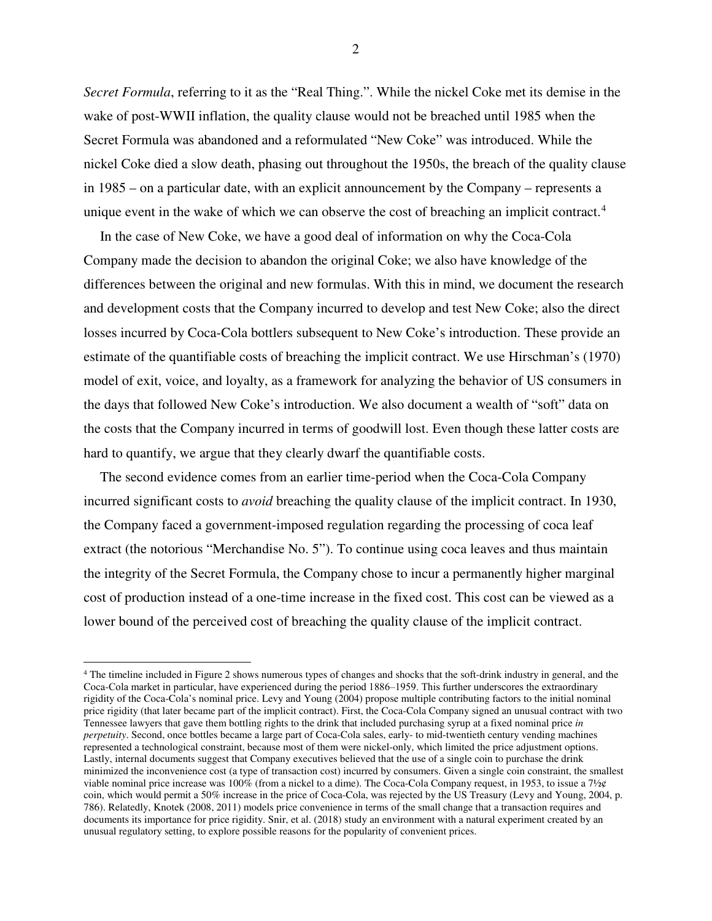*Secret Formula*, referring to it as the "Real Thing.". While the nickel Coke met its demise in the wake of post-WWII inflation, the quality clause would not be breached until 1985 when the Secret Formula was abandoned and a reformulated "New Coke" was introduced. While the nickel Coke died a slow death, phasing out throughout the 1950s, the breach of the quality clause in 1985 – on a particular date, with an explicit announcement by the Company – represents a unique event in the wake of which we can observe the cost of breaching an implicit contract.[4]

In the case of New Coke, we have a good deal of information on why the Coca-Cola Company made the decision to abandon the original Coke; we also have knowledge of the differences between the original and new formulas. With this in mind, we document the research and development costs that the Company incurred to develop and test New Coke; also the direct losses incurred by Coca-Cola bottlers subsequent to New Coke's introduction. These provide an estimate of the quantifiable costs of breaching the implicit contract. We use Hirschman's (1970) model of exit, voice, and loyalty, as a framework for analyzing the behavior of US consumers in the days that followed New Coke's introduction. We also document a wealth of "soft" data on the costs that the Company incurred in terms of goodwill lost. Even though these latter costs are hard to quantify, we argue that they clearly dwarf the quantifiable costs.

The second evidence comes from an earlier time-period when the Coca-Cola Company incurred significant costs to *avoid* breaching the quality clause of the implicit contract. In 1930, the Company faced a government-imposed regulation regarding the processing of coca leaf extract (the notorious "Merchandise No. 5"). To continue using coca leaves and thus maintain the integrity of the Secret Formula, the Company chose to incur a permanently higher marginal cost of production instead of a one-time increase in the fixed cost. This cost can be viewed as a lower bound of the perceived cost of breaching the quality clause of the implicit contract.

[4] The timeline included in Figure 2 shows numerous types of changes and shocks that the soft-drink industry in general, and the Coca-Cola market in particular, have experienced during the period 1886–1959. This further underscores the extraordinary rigidity of the Coca-Cola's nominal price. Levy and Young (2004) propose multiple contributing factors to the initial nominal price rigidity (that later became part of the implicit contract). First, the Coca-Cola Company signed an unusual contract with two Tennessee lawyers that gave them bottling rights to the drink that included purchasing syrup at a fixed nominal price *in perpetuity*. Second, once bottles became a large part of Coca-Cola sales, early- to mid-twentieth century vending machines represented a technological constraint, because most of them were nickel-only, which limited the price adjustment options. Lastly, internal documents suggest that Company executives believed that the use of a single coin to purchase the drink minimized the inconvenience cost (a type of transaction cost) incurred by consumers. Given a single coin constraint, the smallest viable nominal price increase was 100% (from a nickel to a dime). The Coca-Cola Company request, in 1953, to issue a 7½¢ coin, which would permit a 50% increase in the price of Coca-Cola, was rejected by the US Treasury (Levy and Young, 2004, p. 786). Relatedly, Knotek (2008, 2011) models price convenience in terms of the small change that a transaction requires and documents its importance for price rigidity. Snir, et al. (2018) study an environment with a natural experiment created by an unusual regulatory setting, to explore possible reasons for the popularity of convenient prices.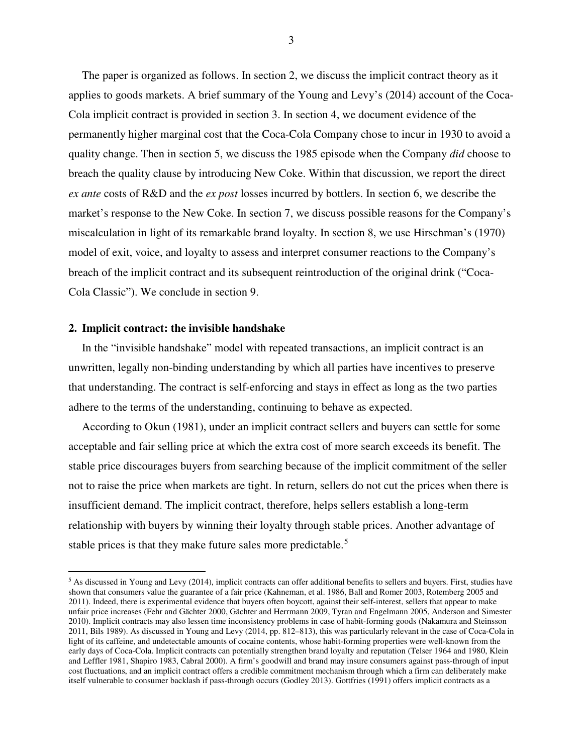The paper is organized as follows. In section 2, we discuss the implicit contract theory as it applies to goods markets. A brief summary of the Young and Levy's (2014) account of the Coca-Cola implicit contract is provided in section 3. In section 4, we document evidence of the permanently higher marginal cost that the Coca-Cola Company chose to incur in 1930 to avoid a quality change. Then in section 5, we discuss the 1985 episode when the Company *did* choose to breach the quality clause by introducing New Coke. Within that discussion, we report the direct *ex ante* costs of R&D and the *ex post* losses incurred by bottlers. In section 6, we describe the market's response to the New Coke. In section 7, we discuss possible reasons for the Company's miscalculation in light of its remarkable brand loyalty. In section 8, we use Hirschman's (1970) model of exit, voice, and loyalty to assess and interpret consumer reactions to the Company's breach of the implicit contract and its subsequent reintroduction of the original drink ("Coca-Cola Classic"). We conclude in section 9.

## 2. Implicit contract: the invisible handshake

In the "invisible handshake" model with repeated transactions, an implicit contract is an unwritten, legally non-binding understanding by which all parties have incentives to preserve that understanding. The contract is self-enforcing and stays in effect as long as the two parties adhere to the terms of the understanding, continuing to behave as expected.

According to Okun (1981), under an implicit contract sellers and buyers can settle for some acceptable and fair selling price at which the extra cost of more search exceeds its benefit. The stable price discourages buyers from searching because of the implicit commitment of the seller not to raise the price when markets are tight. In return, sellers do not cut the prices when there is insufficient demand. The implicit contract, therefore, helps sellers establish a long-term relationship with buyers by winning their loyalty through stable prices. Another advantage of stable prices is that they make future sales more predictable.[5]

---

[5] As discussed in Young and Levy (2014), implicit contracts can offer additional benefits to sellers and buyers. First, studies have shown that consumers value the guarantee of a fair price (Kahneman, et al. 1986, Ball and Romer 2003, Rotemberg 2005 and 2011). Indeed, there is experimental evidence that buyers often boycott, against their self-interest, sellers that appear to make unfair price increases (Fehr and Gächter 2000, Gächter and Herrmann 2009, Tyran and Engelmann 2005, Anderson and Simester 2010). Implicit contracts may also lessen time inconsistency problems in case of habit-forming goods (Nakamura and Steinsson 2011, Bils 1989). As discussed in Young and Levy (2014, pp. 812–813), this was particularly relevant in the case of Coca-Cola in light of its caffeine, and undetectable amounts of cocaine contents, whose habit-forming properties were well-known from the early days of Coca-Cola. Implicit contracts can potentially strengthen brand loyalty and reputation (Telser 1964 and 1980, Klein and Leffler 1981, Shapiro 1983, Cabral 2000). A firm's goodwill and brand may insure consumers against pass-through of input cost fluctuations, and an implicit contract offers a credible commitment mechanism through which a firm can deliberately make itself vulnerable to consumer backlash if pass-through occurs (Godley 2013). Gottfries (1991) offers implicit contracts as a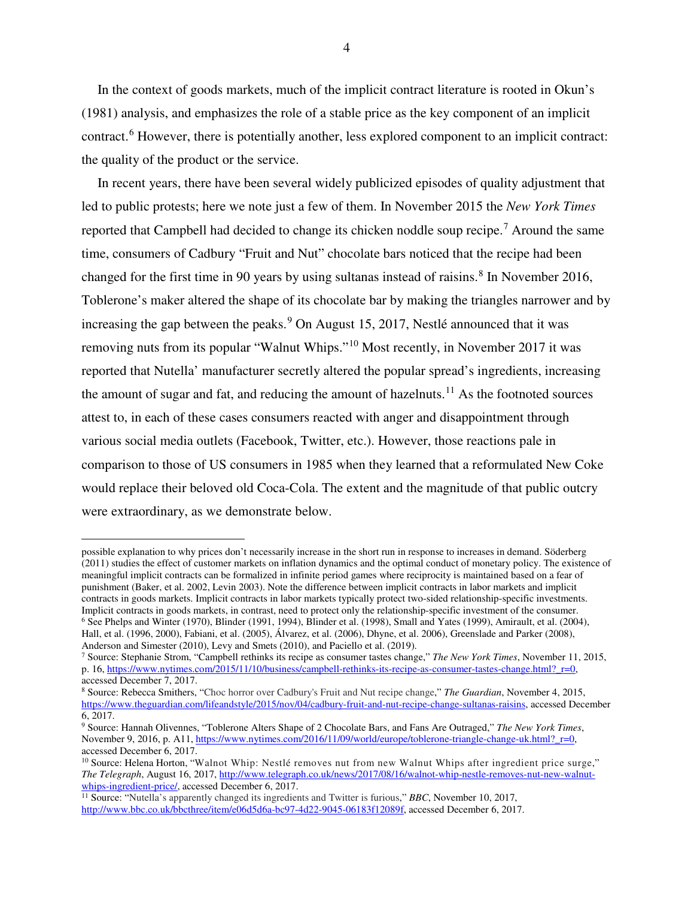In the context of goods markets, much of the implicit contract literature is rooted in Okun's (1981) analysis, and emphasizes the role of a stable price as the key component of an implicit contract.[6] However, there is potentially another, less explored component to an implicit contract: the quality of the product or the service.

In recent years, there have been several widely publicized episodes of quality adjustment that led to public protests; here we note just a few of them. In November 2015 the *New York Times* reported that Campbell had decided to change its chicken noddle soup recipe.[7] Around the same time, consumers of Cadbury "Fruit and Nut" chocolate bars noticed that the recipe had been changed for the first time in 90 years by using sultanas instead of raisins.[8] In November 2016, Toblerone's maker altered the shape of its chocolate bar by making the triangles narrower and by increasing the gap between the peaks.[9] On August 15, 2017, Nestlé announced that it was removing nuts from its popular "Walnut Whips."[10] Most recently, in November 2017 it was reported that Nutella' manufacturer secretly altered the popular spread's ingredients, increasing the amount of sugar and fat, and reducing the amount of hazelnuts.[11] As the footnoted sources attest to, in each of these cases consumers reacted with anger and disappointment through various social media outlets (Facebook, Twitter, etc.). However, those reactions pale in comparison to those of US consumers in 1985 when they learned that a reformulated New Coke would replace their beloved old Coca-Cola. The extent and the magnitude of that public outcry were extraordinary, as we demonstrate below.

---

possible explanation to why prices don't necessarily increase in the short run in response to increases in demand. Söderberg (2011) studies the effect of customer markets on inflation dynamics and the optimal conduct of monetary policy. The existence of meaningful implicit contracts can be formalized in infinite period games where reciprocity is maintained based on a fear of punishment (Baker, et al. 2002, Levin 2003). Note the difference between implicit contracts in labor markets and implicit contracts in goods markets. Implicit contracts in labor markets typically protect two-sided relationship-specific investments. Implicit contracts in goods markets, in contrast, need to protect only the relationship-specific investment of the consumer.

[6] See Phelps and Winter (1970), Blinder (1991, 1994), Blinder et al. (1998), Small and Yates (1999), Amirault, et al. (2004), Hall, et al. (1996, 2000), Fabiani, et al. (2005), Álvarez, et al. (2006), Dhyne, et al. 2006), Greenslade and Parker (2008), Anderson and Simester (2010), Levy and Smets (2010), and Paciello et al. (2019).

[7] Source: Stephanie Strom, "Campbell rethinks its recipe as consumer tastes change," *The New York Times*, November 11, 2015, p. 16, https://www.nytimes.com/2015/11/10/business/campbell-rethinks-its-recipe-as-consumer-tastes-change.html?_r=0, accessed December 7, 2017.

[8] Source: Rebecca Smithers, "Choc horror over Cadbury's Fruit and Nut recipe change," *The Guardian*, November 4, 2015, https://www.theguardian.com/lifeandstyle/2015/nov/04/cadbury-fruit-and-nut-recipe-change-sultanas-raisins, accessed December 6, 2017.

[9] Source: Hannah Olivennes, "Toblerone Alters Shape of 2 Chocolate Bars, and Fans Are Outraged," *The New York Times*, November 9, 2016, p. A11, https://www.nytimes.com/2016/11/09/world/europe/toblerone-triangle-change-uk.html?_r=0, accessed December 6, 2017.

[10] Source: Helena Horton, "Walnot Whip: Nestlé removes nut from new Walnut Whips after ingredient price surge," *The Telegraph*, August 16, 2017, http://www.telegraph.co.uk/news/2017/08/16/walnot-whip-nestle-removes-nut-new-walnut-whips-ingredient-price/, accessed December 6, 2017.

[11] Source: "Nutella's apparently changed its ingredients and Twitter is furious," *BBC*, November 10, 2017, http://www.bbc.co.uk/bbcthree/item/e06d5d6a-bc97-4d22-9045-06183f12089f, accessed December 6, 2017.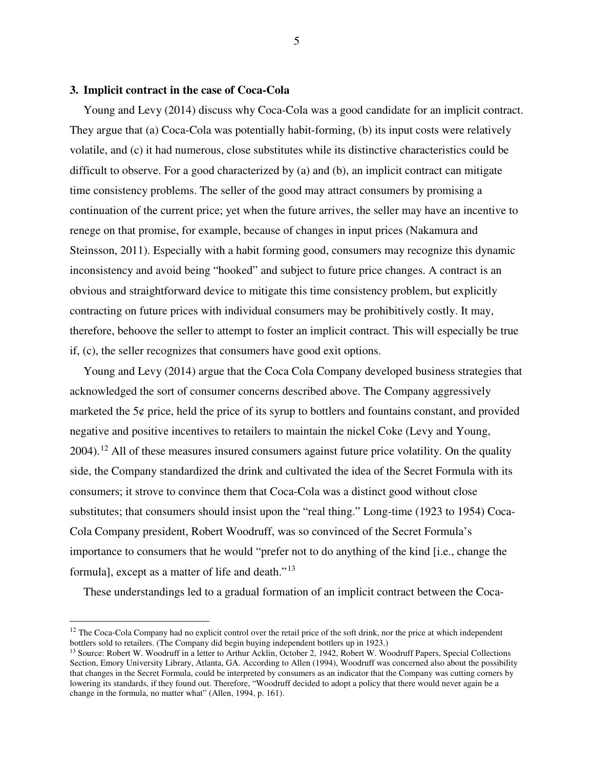### 3. Implicit contract in the case of Coca-Cola

Young and Levy (2014) discuss why Coca-Cola was a good candidate for an implicit contract. They argue that (a) Coca-Cola was potentially habit-forming, (b) its input costs were relatively volatile, and (c) it had numerous, close substitutes while its distinctive characteristics could be difficult to observe. For a good characterized by (a) and (b), an implicit contract can mitigate time consistency problems. The seller of the good may attract consumers by promising a continuation of the current price; yet when the future arrives, the seller may have an incentive to renege on that promise, for example, because of changes in input prices (Nakamura and Steinsson, 2011). Especially with a habit forming good, consumers may recognize this dynamic inconsistency and avoid being "hooked" and subject to future price changes. A contract is an obvious and straightforward device to mitigate this time consistency problem, but explicitly contracting on future prices with individual consumers may be prohibitively costly. It may, therefore, behoove the seller to attempt to foster an implicit contract. This will especially be true if, (c), the seller recognizes that consumers have good exit options.

Young and Levy (2014) argue that the Coca Cola Company developed business strategies that acknowledged the sort of consumer concerns described above. The Company aggressively marketed the 5¢ price, held the price of its syrup to bottlers and fountains constant, and provided negative and positive incentives to retailers to maintain the nickel Coke (Levy and Young, 2004).[12] All of these measures insured consumers against future price volatility. On the quality side, the Company standardized the drink and cultivated the idea of the Secret Formula with its consumers; it strove to convince them that Coca-Cola was a distinct good without close substitutes; that consumers should insist upon the "real thing." Long-time (1923 to 1954) Coca-Cola Company president, Robert Woodruff, was so convinced of the Secret Formula's importance to consumers that he would "prefer not to do anything of the kind [i.e., change the formula], except as a matter of life and death."[13]

These understandings led to a gradual formation of an implicit contract between the Coca-

---

[12] The Coca-Cola Company had no explicit control over the retail price of the soft drink, nor the price at which independent bottlers sold to retailers. (The Company did begin buying independent bottlers up in 1923.)

[13] Source: Robert W. Woodruff in a letter to Arthur Acklin, October 2, 1942, Robert W. Woodruff Papers, Special Collections Section, Emory University Library, Atlanta, GA. According to Allen (1994), Woodruff was concerned also about the possibility that changes in the Secret Formula, could be interpreted by consumers as an indicator that the Company was cutting corners by lowering its standards, if they found out. Therefore, "Woodruff decided to adopt a policy that there would never again be a change in the formula, no matter what" (Allen, 1994, p. 161).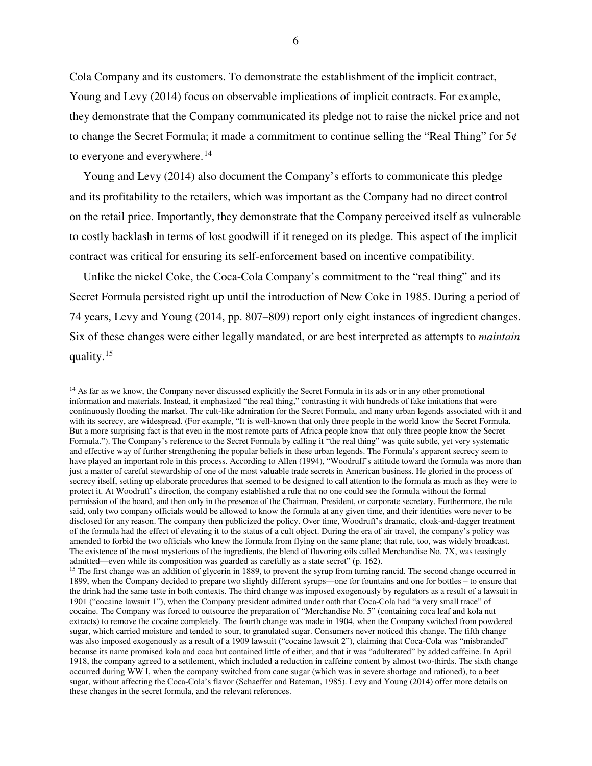Cola Company and its customers. To demonstrate the establishment of the implicit contract, Young and Levy (2014) focus on observable implications of implicit contracts. For example, they demonstrate that the Company communicated its pledge not to raise the nickel price and not to change the Secret Formula; it made a commitment to continue selling the "Real Thing" for 5¢ to everyone and everywhere.[14]

Young and Levy (2014) also document the Company's efforts to communicate this pledge and its profitability to the retailers, which was important as the Company had no direct control on the retail price. Importantly, they demonstrate that the Company perceived itself as vulnerable to costly backlash in terms of lost goodwill if it reneged on its pledge. This aspect of the implicit contract was critical for ensuring its self-enforcement based on incentive compatibility.

Unlike the nickel Coke, the Coca-Cola Company's commitment to the "real thing" and its Secret Formula persisted right up until the introduction of New Coke in 1985. During a period of 74 years, Levy and Young (2014, pp. 807–809) report only eight instances of ingredient changes. Six of these changes were either legally mandated, or are best interpreted as attempts to *maintain* quality.[15]

---

[14] As far as we know, the Company never discussed explicitly the Secret Formula in its ads or in any other promotional information and materials. Instead, it emphasized "the real thing," contrasting it with hundreds of fake imitations that were continuously flooding the market. The cult-like admiration for the Secret Formula, and many urban legends associated with it and with its secrecy, are widespread. (For example, "It is well-known that only three people in the world know the Secret Formula. But a more surprising fact is that even in the most remote parts of Africa people know that only three people know the Secret Formula."). The Company's reference to the Secret Formula by calling it "the real thing" was quite subtle, yet very systematic and effective way of further strengthening the popular beliefs in these urban legends. The Formula's apparent secrecy seem to have played an important role in this process. According to Allen (1994), "Woodruff's attitude toward the formula was more than just a matter of careful stewardship of one of the most valuable trade secrets in American business. He gloried in the process of secrecy itself, setting up elaborate procedures that seemed to be designed to call attention to the formula as much as they were to protect it. At Woodruff's direction, the company established a rule that no one could see the formula without the formal permission of the board, and then only in the presence of the Chairman, President, or corporate secretary. Furthermore, the rule said, only two company officials would be allowed to know the formula at any given time, and their identities were never to be disclosed for any reason. The company then publicized the policy. Over time, Woodruff's dramatic, cloak-and-dagger treatment of the formula had the effect of elevating it to the status of a cult object. During the era of air travel, the company's policy was amended to forbid the two officials who knew the formula from flying on the same plane; that rule, too, was widely broadcast. The existence of the most mysterious of the ingredients, the blend of flavoring oils called Merchandise No. 7X, was teasingly admitted—even while its composition was guarded as carefully as a state secret" (p. 162).

[15] The first change was an addition of glycerin in 1889, to prevent the syrup from turning rancid. The second change occurred in 1899, when the Company decided to prepare two slightly different syrups—one for fountains and one for bottles – to ensure that the drink had the same taste in both contexts. The third change was imposed exogenously by regulators as a result of a lawsuit in 1901 ("cocaine lawsuit 1"), when the Company president admitted under oath that Coca-Cola had "a very small trace" of cocaine. The Company was forced to outsource the preparation of "Merchandise No. 5" (containing coca leaf and kola nut extracts) to remove the cocaine completely. The fourth change was made in 1904, when the Company switched from powdered sugar, which carried moisture and tended to sour, to granulated sugar. Consumers never noticed this change. The fifth change was also imposed exogenously as a result of a 1909 lawsuit ("cocaine lawsuit 2"), claiming that Coca-Cola was "misbranded" because its name promised kola and coca but contained little of either, and that it was "adulterated" by added caffeine. In April 1918, the company agreed to a settlement, which included a reduction in caffeine content by almost two-thirds. The sixth change occurred during WW I, when the company switched from cane sugar (which was in severe shortage and rationed), to a beet sugar, without affecting the Coca-Cola's flavor (Schaeffer and Bateman, 1985). Levy and Young (2014) offer more details on these changes in the secret formula, and the relevant references.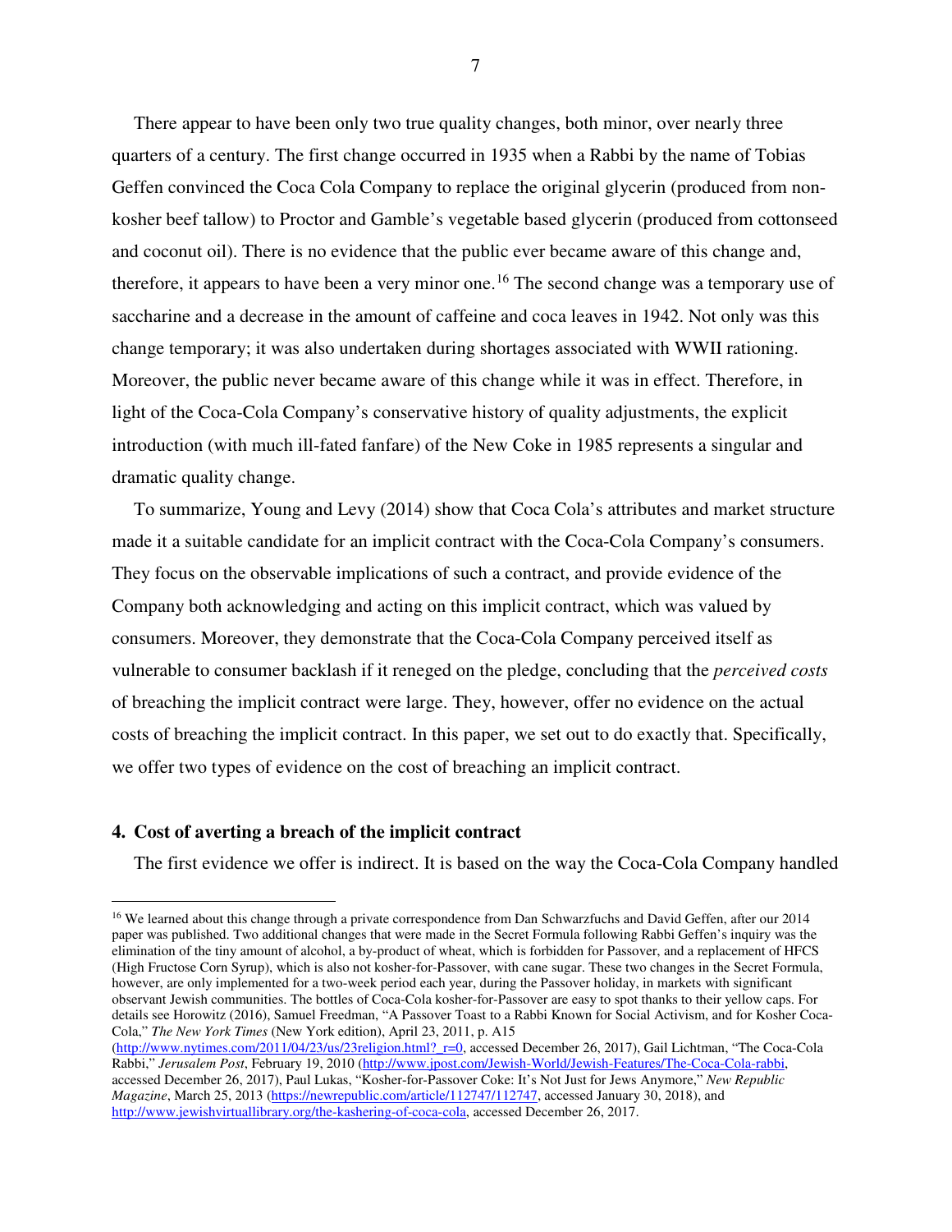There appear to have been only two true quality changes, both minor, over nearly three quarters of a century. The first change occurred in 1935 when a Rabbi by the name of Tobias Geffen convinced the Coca Cola Company to replace the original glycerin (produced from non-kosher beef tallow) to Proctor and Gamble's vegetable based glycerin (produced from cottonseed and coconut oil). There is no evidence that the public ever became aware of this change and, therefore, it appears to have been a very minor one.[16] The second change was a temporary use of saccharine and a decrease in the amount of caffeine and coca leaves in 1942. Not only was this change temporary; it was also undertaken during shortages associated with WWII rationing. Moreover, the public never became aware of this change while it was in effect. Therefore, in light of the Coca-Cola Company's conservative history of quality adjustments, the explicit introduction (with much ill-fated fanfare) of the New Coke in 1985 represents a singular and dramatic quality change.

To summarize, Young and Levy (2014) show that Coca Cola's attributes and market structure made it a suitable candidate for an implicit contract with the Coca-Cola Company's consumers. They focus on the observable implications of such a contract, and provide evidence of the Company both acknowledging and acting on this implicit contract, which was valued by consumers. Moreover, they demonstrate that the Coca-Cola Company perceived itself as vulnerable to consumer backlash if it reneged on the pledge, concluding that the *perceived costs* of breaching the implicit contract were large. They, however, offer no evidence on the actual costs of breaching the implicit contract. In this paper, we set out to do exactly that. Specifically, we offer two types of evidence on the cost of breaching an implicit contract.

## 4. Cost of averting a breach of the implicit contract

The first evidence we offer is indirect. It is based on the way the Coca-Cola Company handled

---

[16] We learned about this change through a private correspondence from Dan Schwarzfuchs and David Geffen, after our 2014 paper was published. Two additional changes that were made in the Secret Formula following Rabbi Geffen's inquiry was the elimination of the tiny amount of alcohol, a by-product of wheat, which is forbidden for Passover, and a replacement of HFCS (High Fructose Corn Syrup), which is also not kosher-for-Passover, with cane sugar. These two changes in the Secret Formula, however, are only implemented for a two-week period each year, during the Passover holiday, in markets with significant observant Jewish communities. The bottles of Coca-Cola kosher-for-Passover are easy to spot thanks to their yellow caps. For details see Horowitz (2016), Samuel Freedman, "A Passover Toast to a Rabbi Known for Social Activism, and for Kosher Coca-Cola," *The New York Times* (New York edition), April 23, 2011, p. A15 (http://www.nytimes.com/2011/04/23/us/23religion.html?_r=0, accessed December 26, 2017), Gail Lichtman, "The Coca-Cola Rabbi," *Jerusalem Post*, February 19, 2010 (http://www.jpost.com/Jewish-World/Jewish-Features/The-Coca-Cola-rabbi, accessed December 26, 2017), Paul Lukas, "Kosher-for-Passover Coke: It's Not Just for Jews Anymore," *New Republic Magazine*, March 25, 2013 (https://newrepublic.com/article/112747/112747, accessed January 30, 2018), and http://www.jewishvirtuallibrary.org/the-kashering-of-coca-cola, accessed December 26, 2017.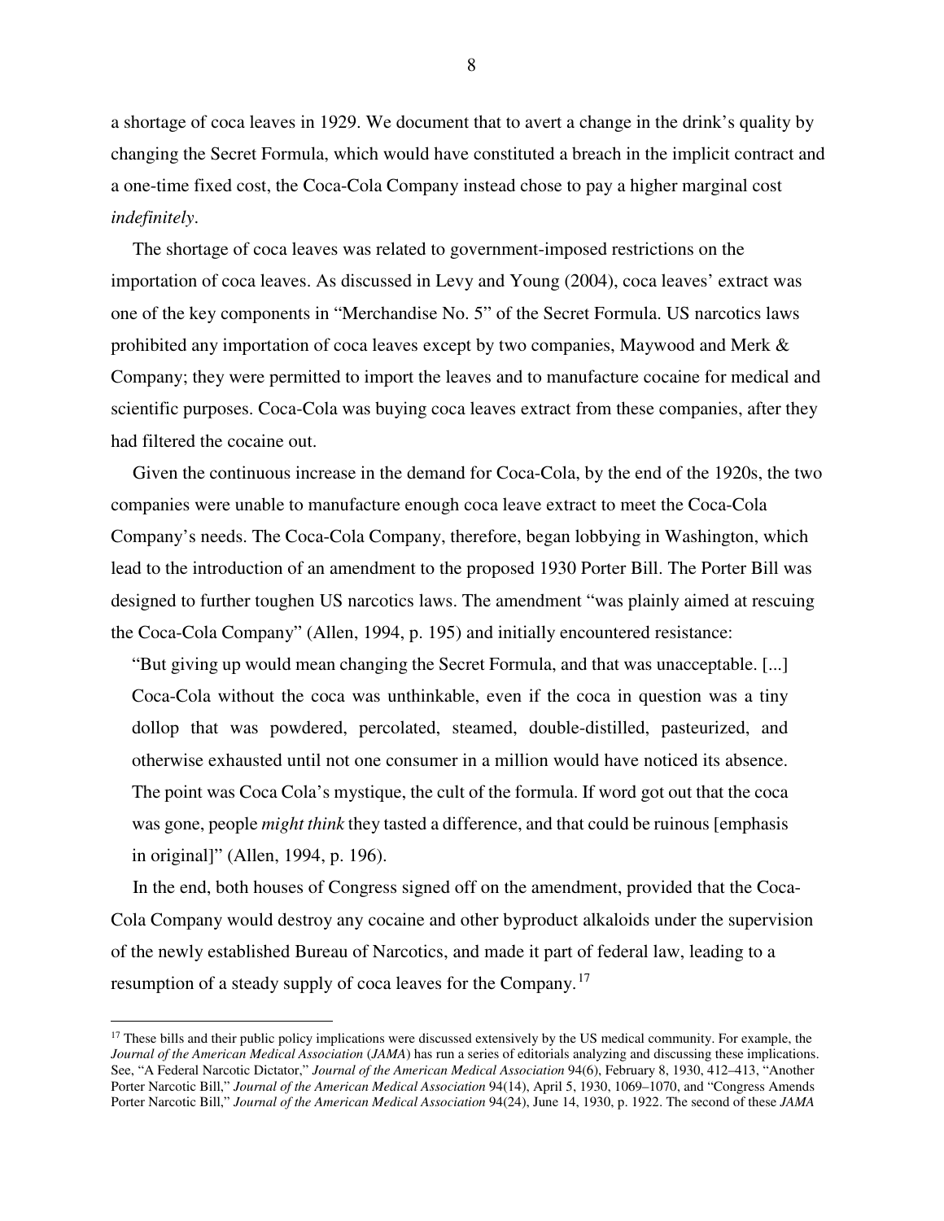a shortage of coca leaves in 1929. We document that to avert a change in the drink's quality by changing the Secret Formula, which would have constituted a breach in the implicit contract and a one-time fixed cost, the Coca-Cola Company instead chose to pay a higher marginal cost *indefinitely*.

The shortage of coca leaves was related to government-imposed restrictions on the importation of coca leaves. As discussed in Levy and Young (2004), coca leaves' extract was one of the key components in "Merchandise No. 5" of the Secret Formula. US narcotics laws prohibited any importation of coca leaves except by two companies, Maywood and Merk & Company; they were permitted to import the leaves and to manufacture cocaine for medical and scientific purposes. Coca-Cola was buying coca leaves extract from these companies, after they had filtered the cocaine out.

Given the continuous increase in the demand for Coca-Cola, by the end of the 1920s, the two companies were unable to manufacture enough coca leave extract to meet the Coca-Cola Company's needs. The Coca-Cola Company, therefore, began lobbying in Washington, which lead to the introduction of an amendment to the proposed 1930 Porter Bill. The Porter Bill was designed to further toughen US narcotics laws. The amendment "was plainly aimed at rescuing the Coca-Cola Company" (Allen, 1994, p. 195) and initially encountered resistance:

> "But giving up would mean changing the Secret Formula, and that was unacceptable. [...] Coca-Cola without the coca was unthinkable, even if the coca in question was a tiny dollop that was powdered, percolated, steamed, double-distilled, pasteurized, and otherwise exhausted until not one consumer in a million would have noticed its absence. The point was Coca Cola's mystique, the cult of the formula. If word got out that the coca was gone, people *might think* they tasted a difference, and that could be ruinous [emphasis in original]" (Allen, 1994, p. 196).

In the end, both houses of Congress signed off on the amendment, provided that the Coca-Cola Company would destroy any cocaine and other byproduct alkaloids under the supervision of the newly established Bureau of Narcotics, and made it part of federal law, leading to a resumption of a steady supply of coca leaves for the Company.[17]

---

[17] These bills and their public policy implications were discussed extensively by the US medical community. For example, the *Journal of the American Medical Association* (*JAMA*) has run a series of editorials analyzing and discussing these implications. See, "A Federal Narcotic Dictator," *Journal of the American Medical Association* 94(6), February 8, 1930, 412–413, "Another Porter Narcotic Bill," *Journal of the American Medical Association* 94(14), April 5, 1930, 1069–1070, and "Congress Amends Porter Narcotic Bill," *Journal of the American Medical Association* 94(24), June 14, 1930, p. 1922. The second of these *JAMA*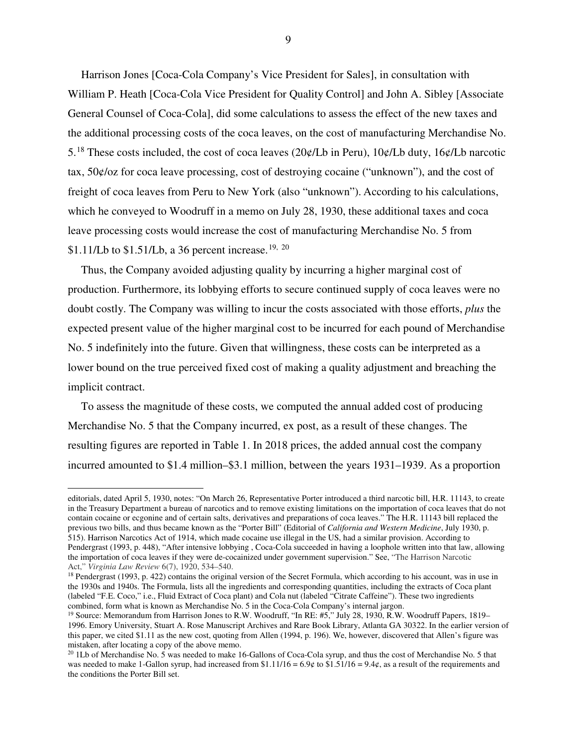Harrison Jones [Coca-Cola Company's Vice President for Sales], in consultation with William P. Heath [Coca-Cola Vice President for Quality Control] and John A. Sibley [Associate General Counsel of Coca-Cola], did some calculations to assess the effect of the new taxes and the additional processing costs of the coca leaves, on the cost of manufacturing Merchandise No. 5.[18] These costs included, the cost of coca leaves (20¢/Lb in Peru), 10¢/Lb duty, 16¢/Lb narcotic tax, 50¢/oz for coca leave processing, cost of destroying cocaine ("unknown"), and the cost of freight of coca leaves from Peru to New York (also "unknown"). According to his calculations, which he conveyed to Woodruff in a memo on July 28, 1930, these additional taxes and coca leave processing costs would increase the cost of manufacturing Merchandise No. 5 from \$1.11/Lb to \$1.51/Lb, a 36 percent increase.[19, 20]

Thus, the Company avoided adjusting quality by incurring a higher marginal cost of production. Furthermore, its lobbying efforts to secure continued supply of coca leaves were no doubt costly. The Company was willing to incur the costs associated with those efforts, *plus* the expected present value of the higher marginal cost to be incurred for each pound of Merchandise No. 5 indefinitely into the future. Given that willingness, these costs can be interpreted as a lower bound on the true perceived fixed cost of making a quality adjustment and breaching the implicit contract.

To assess the magnitude of these costs, we computed the annual added cost of producing Merchandise No. 5 that the Company incurred, ex post, as a result of these changes. The resulting figures are reported in Table 1. In 2018 prices, the added annual cost the company incurred amounted to \$1.4 million–\$3.1 million, between the years 1931–1939. As a proportion

---

editorials, dated April 5, 1930, notes: "On March 26, Representative Porter introduced a third narcotic bill, H.R. 11143, to create in the Treasury Department a bureau of narcotics and to remove existing limitations on the importation of coca leaves that do not contain cocaine or ecgonine and of certain salts, derivatives and preparations of coca leaves." The H.R. 11143 bill replaced the previous two bills, and thus became known as the "Porter Bill" (Editorial of *California and Western Medicine*, July 1930, p. 515). Harrison Narcotics Act of 1914, which made cocaine use illegal in the US, had a similar provision. According to Pendergrast (1993, p. 448), "After intensive lobbying , Coca-Cola succeeded in having a loophole written into that law, allowing the importation of coca leaves if they were de-cocainized under government supervision." See, "The Harrison Narcotic Act," *Virginia Law Review* 6(7), 1920, 534–540.

[18] Pendergrast (1993, p. 422) contains the original version of the Secret Formula, which according to his account, was in use in the 1930s and 1940s. The Formula, lists all the ingredients and corresponding quantities, including the extracts of Coca plant (labeled "F.E. Coco," i.e., Fluid Extract of Coca plant) and Cola nut (labeled "Citrate Caffeine"). These two ingredients combined, form what is known as Merchandise No. 5 in the Coca-Cola Company's internal jargon.

[19] Source: Memorandum from Harrison Jones to R.W. Woodruff, "In RE: #5," July 28, 1930, R.W. Woodruff Papers, 1819–1996. Emory University, Stuart A. Rose Manuscript Archives and Rare Book Library, Atlanta GA 30322. In the earlier version of this paper, we cited \$1.11 as the new cost, quoting from Allen (1994, p. 196). We, however, discovered that Allen's figure was mistaken, after locating a copy of the above memo.

[20] 1Lb of Merchandise No. 5 was needed to make 16-Gallons of Coca-Cola syrup, and thus the cost of Merchandise No. 5 that was needed to make 1-Gallon syrup, had increased from \$1.11/16 = 6.9¢ to \$1.51/16 = 9.4¢, as a result of the requirements and the conditions the Porter Bill set.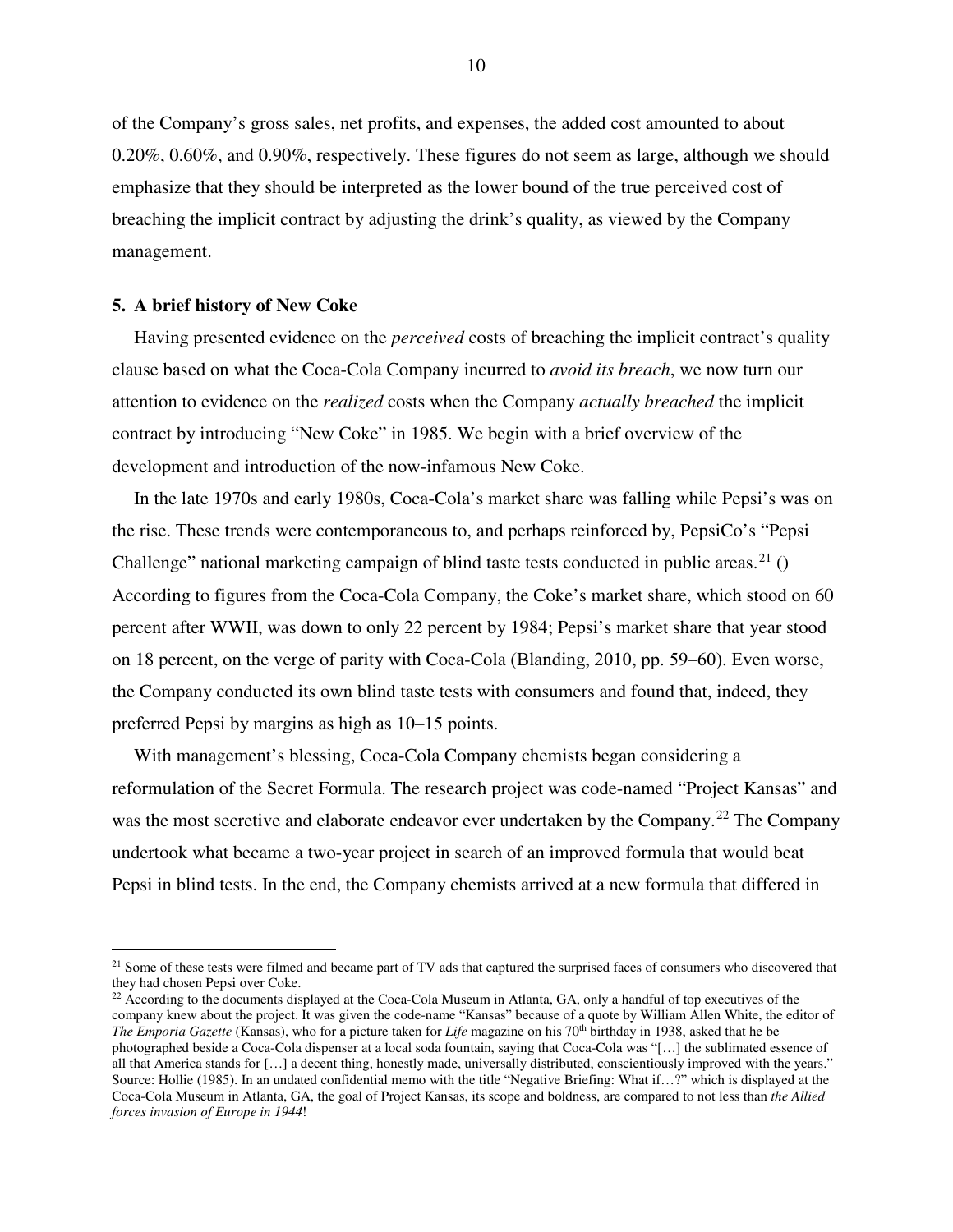of the Company's gross sales, net profits, and expenses, the added cost amounted to about 0.20%, 0.60%, and 0.90%, respectively. These figures do not seem as large, although we should emphasize that they should be interpreted as the lower bound of the true perceived cost of breaching the implicit contract by adjusting the drink's quality, as viewed by the Company management.

### 5. A brief history of New Coke

Having presented evidence on the *perceived* costs of breaching the implicit contract's quality clause based on what the Coca-Cola Company incurred to *avoid its breach*, we now turn our attention to evidence on the *realized* costs when the Company *actually breached* the implicit contract by introducing "New Coke" in 1985. We begin with a brief overview of the development and introduction of the now-infamous New Coke.

In the late 1970s and early 1980s, Coca-Cola's market share was falling while Pepsi's was on the rise. These trends were contemporaneous to, and perhaps reinforced by, PepsiCo's "Pepsi Challenge" national marketing campaign of blind taste tests conducted in public areas.[21] () According to figures from the Coca-Cola Company, the Coke's market share, which stood on 60 percent after WWII, was down to only 22 percent by 1984; Pepsi's market share that year stood on 18 percent, on the verge of parity with Coca-Cola (Blanding, 2010, pp. 59–60). Even worse, the Company conducted its own blind taste tests with consumers and found that, indeed, they preferred Pepsi by margins as high as 10–15 points.

With management's blessing, Coca-Cola Company chemists began considering a reformulation of the Secret Formula. The research project was code-named "Project Kansas" and was the most secretive and elaborate endeavor ever undertaken by the Company.[22] The Company undertook what became a two-year project in search of an improved formula that would beat Pepsi in blind tests. In the end, the Company chemists arrived at a new formula that differed in

---

[21] Some of these tests were filmed and became part of TV ads that captured the surprised faces of consumers who discovered that they had chosen Pepsi over Coke.

[22] According to the documents displayed at the Coca-Cola Museum in Atlanta, GA, only a handful of top executives of the company knew about the project. It was given the code-name "Kansas" because of a quote by William Allen White, the editor of *The Emporia Gazette* (Kansas), who for a picture taken for *Life* magazine on his 70th birthday in 1938, asked that he be photographed beside a Coca-Cola dispenser at a local soda fountain, saying that Coca-Cola was "[…] the sublimated essence of all that America stands for […] a decent thing, honestly made, universally distributed, conscientiously improved with the years." Source: Hollie (1985). In an undated confidential memo with the title "Negative Briefing: What if…?" which is displayed at the Coca-Cola Museum in Atlanta, GA, the goal of Project Kansas, its scope and boldness, are compared to not less than *the Allied forces invasion of Europe in 1944*!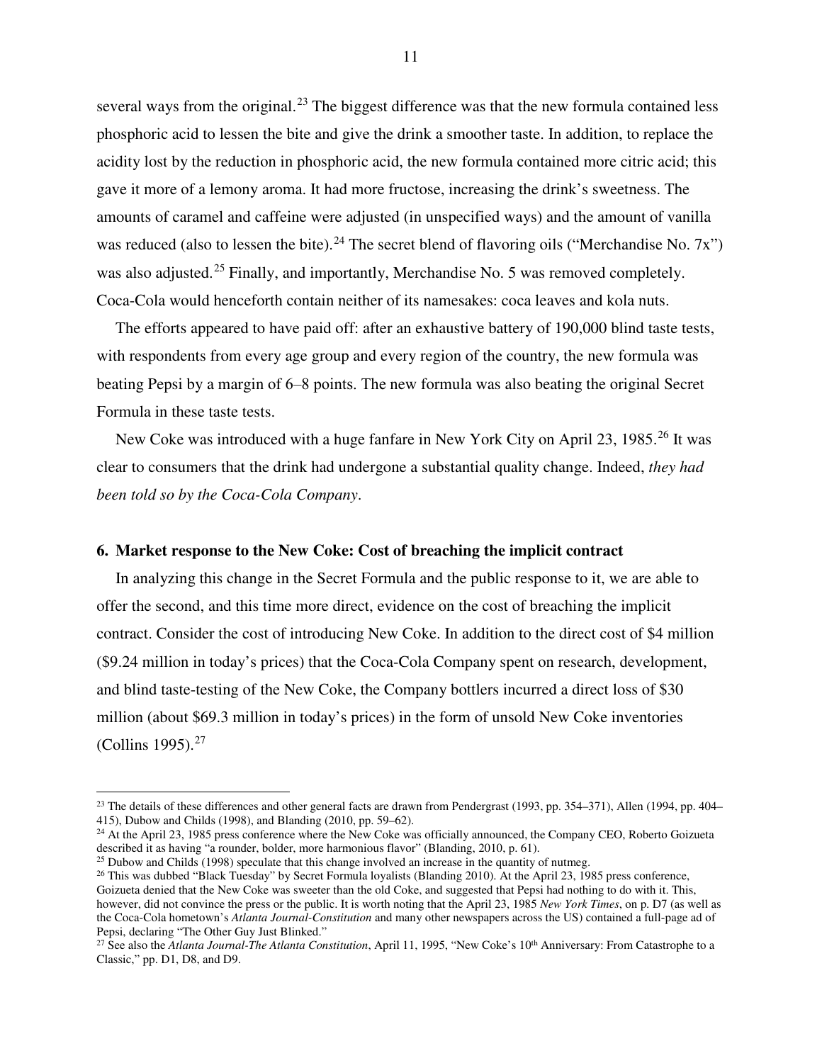several ways from the original.[23] The biggest difference was that the new formula contained less phosphoric acid to lessen the bite and give the drink a smoother taste. In addition, to replace the acidity lost by the reduction in phosphoric acid, the new formula contained more citric acid; this gave it more of a lemony aroma. It had more fructose, increasing the drink's sweetness. The amounts of caramel and caffeine were adjusted (in unspecified ways) and the amount of vanilla was reduced (also to lessen the bite).[24] The secret blend of flavoring oils ("Merchandise No. 7x") was also adjusted.[25] Finally, and importantly, Merchandise No. 5 was removed completely. Coca-Cola would henceforth contain neither of its namesakes: coca leaves and kola nuts.

The efforts appeared to have paid off: after an exhaustive battery of 190,000 blind taste tests, with respondents from every age group and every region of the country, the new formula was beating Pepsi by a margin of 6–8 points. The new formula was also beating the original Secret Formula in these taste tests.

New Coke was introduced with a huge fanfare in New York City on April 23, 1985.[26] It was clear to consumers that the drink had undergone a substantial quality change. Indeed, *they had been told so by the Coca-Cola Company*.

## 6. Market response to the New Coke: Cost of breaching the implicit contract

In analyzing this change in the Secret Formula and the public response to it, we are able to offer the second, and this time more direct, evidence on the cost of breaching the implicit contract. Consider the cost of introducing New Coke. In addition to the direct cost of \$4 million (\$9.24 million in today's prices) that the Coca-Cola Company spent on research, development, and blind taste-testing of the New Coke, the Company bottlers incurred a direct loss of \$30 million (about \$69.3 million in today's prices) in the form of unsold New Coke inventories (Collins 1995).[27]

---

[23] The details of these differences and other general facts are drawn from Pendergrast (1993, pp. 354–371), Allen (1994, pp. 404–415), Dubow and Childs (1998), and Blanding (2010, pp. 59–62).

[24] At the April 23, 1985 press conference where the New Coke was officially announced, the Company CEO, Roberto Goizueta described it as having "a rounder, bolder, more harmonious flavor" (Blanding, 2010, p. 61).

[25] Dubow and Childs (1998) speculate that this change involved an increase in the quantity of nutmeg.

[26] This was dubbed "Black Tuesday" by Secret Formula loyalists (Blanding 2010). At the April 23, 1985 press conference, Goizueta denied that the New Coke was sweeter than the old Coke, and suggested that Pepsi had nothing to do with it. This, however, did not convince the press or the public. It is worth noting that the April 23, 1985 *New York Times*, on p. D7 (as well as the Coca-Cola hometown's *Atlanta Journal-Constitution* and many other newspapers across the US) contained a full-page ad of Pepsi, declaring "The Other Guy Just Blinked."

[27] See also the *Atlanta Journal-The Atlanta Constitution*, April 11, 1995, "New Coke's 10th Anniversary: From Catastrophe to a Classic," pp. D1, D8, and D9.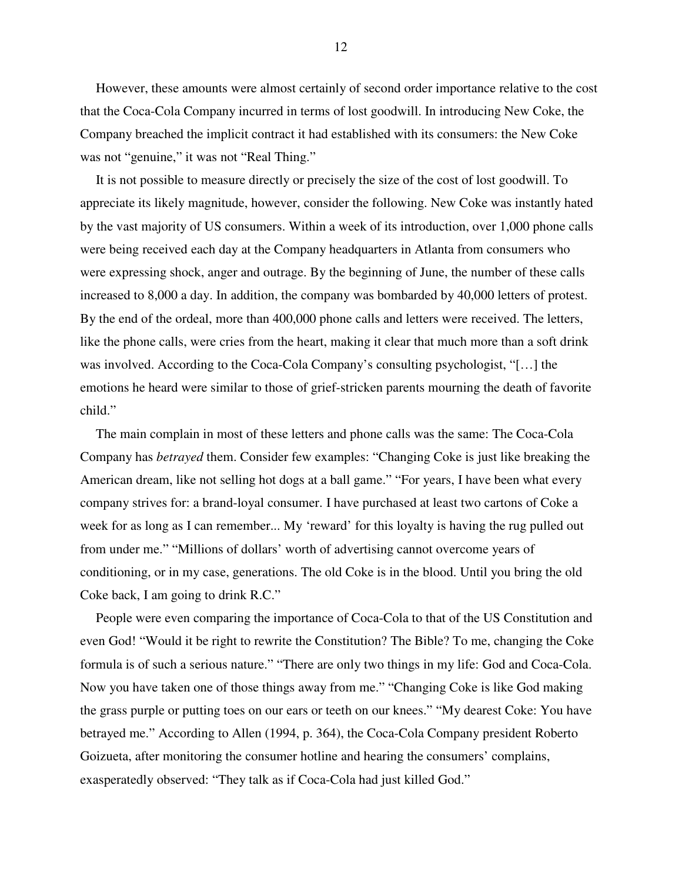However, these amounts were almost certainly of second order importance relative to the cost that the Coca-Cola Company incurred in terms of lost goodwill. In introducing New Coke, the Company breached the implicit contract it had established with its consumers: the New Coke was not "genuine," it was not "Real Thing."

It is not possible to measure directly or precisely the size of the cost of lost goodwill. To appreciate its likely magnitude, however, consider the following. New Coke was instantly hated by the vast majority of US consumers. Within a week of its introduction, over 1,000 phone calls were being received each day at the Company headquarters in Atlanta from consumers who were expressing shock, anger and outrage. By the beginning of June, the number of these calls increased to 8,000 a day. In addition, the company was bombarded by 40,000 letters of protest. By the end of the ordeal, more than 400,000 phone calls and letters were received. The letters, like the phone calls, were cries from the heart, making it clear that much more than a soft drink was involved. According to the Coca-Cola Company's consulting psychologist, "[…] the emotions he heard were similar to those of grief-stricken parents mourning the death of favorite child."

The main complain in most of these letters and phone calls was the same: The Coca-Cola Company has *betrayed* them. Consider few examples: "Changing Coke is just like breaking the American dream, like not selling hot dogs at a ball game." "For years, I have been what every company strives for: a brand-loyal consumer. I have purchased at least two cartons of Coke a week for as long as I can remember... My 'reward' for this loyalty is having the rug pulled out from under me." "Millions of dollars' worth of advertising cannot overcome years of conditioning, or in my case, generations. The old Coke is in the blood. Until you bring the old Coke back, I am going to drink R.C."

People were even comparing the importance of Coca-Cola to that of the US Constitution and even God! "Would it be right to rewrite the Constitution? The Bible? To me, changing the Coke formula is of such a serious nature." "There are only two things in my life: God and Coca-Cola. Now you have taken one of those things away from me." "Changing Coke is like God making the grass purple or putting toes on our ears or teeth on our knees." "My dearest Coke: You have betrayed me." According to Allen (1994, p. 364), the Coca-Cola Company president Roberto Goizueta, after monitoring the consumer hotline and hearing the consumers' complains, exasperatedly observed: "They talk as if Coca-Cola had just killed God."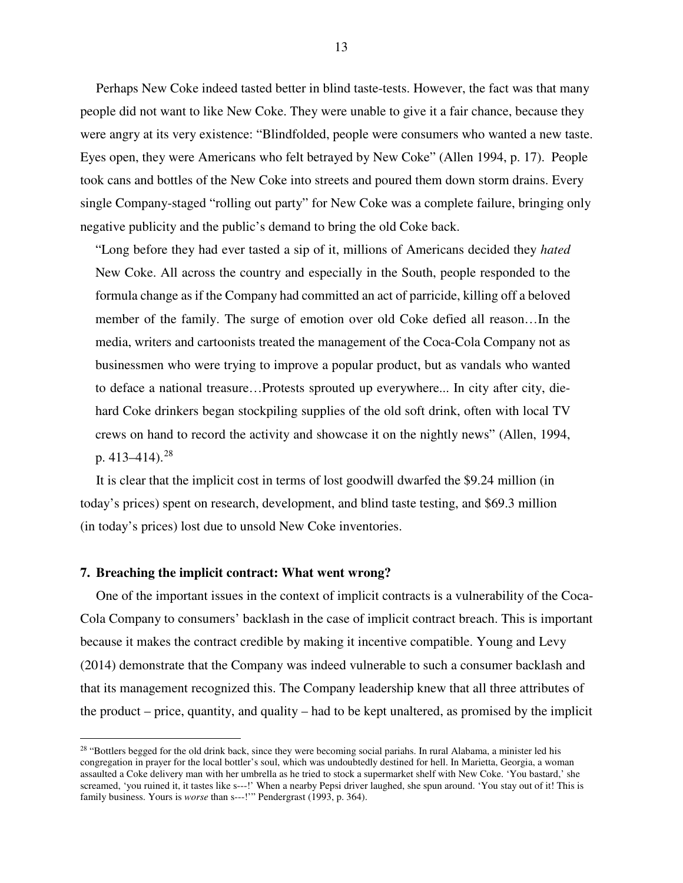Perhaps New Coke indeed tasted better in blind taste-tests. However, the fact was that many people did not want to like New Coke. They were unable to give it a fair chance, because they were angry at its very existence: "Blindfolded, people were consumers who wanted a new taste. Eyes open, they were Americans who felt betrayed by New Coke" (Allen 1994, p. 17). People took cans and bottles of the New Coke into streets and poured them down storm drains. Every single Company-staged "rolling out party" for New Coke was a complete failure, bringing only negative publicity and the public's demand to bring the old Coke back.

> "Long before they had ever tasted a sip of it, millions of Americans decided they *hated* New Coke. All across the country and especially in the South, people responded to the formula change as if the Company had committed an act of parricide, killing off a beloved member of the family. The surge of emotion over old Coke defied all reason…In the media, writers and cartoonists treated the management of the Coca-Cola Company not as businessmen who were trying to improve a popular product, but as vandals who wanted to deface a national treasure…Protests sprouted up everywhere... In city after city, die-hard Coke drinkers began stockpiling supplies of the old soft drink, often with local TV crews on hand to record the activity and showcase it on the nightly news" (Allen, 1994, p. 413–414).[28]

It is clear that the implicit cost in terms of lost goodwill dwarfed the $9.24 million (in today's prices) spent on research, development, and blind taste testing, and $69.3 million (in today's prices) lost due to unsold New Coke inventories.

## 7. Breaching the implicit contract: What went wrong?

One of the important issues in the context of implicit contracts is a vulnerability of the Coca-Cola Company to consumers' backlash in the case of implicit contract breach. This is important because it makes the contract credible by making it incentive compatible. Young and Levy (2014) demonstrate that the Company was indeed vulnerable to such a consumer backlash and that its management recognized this. The Company leadership knew that all three attributes of the product – price, quantity, and quality – had to be kept unaltered, as promised by the implicit

---

[28] "Bottlers begged for the old drink back, since they were becoming social pariahs. In rural Alabama, a minister led his congregation in prayer for the local bottler's soul, which was undoubtedly destined for hell. In Marietta, Georgia, a woman assaulted a Coke delivery man with her umbrella as he tried to stock a supermarket shelf with New Coke. 'You bastard,' she screamed, 'you ruined it, it tastes like s---!' When a nearby Pepsi driver laughed, she spun around. 'You stay out of it! This is family business. Yours is *worse* than s---!'" Pendergrast (1993, p. 364).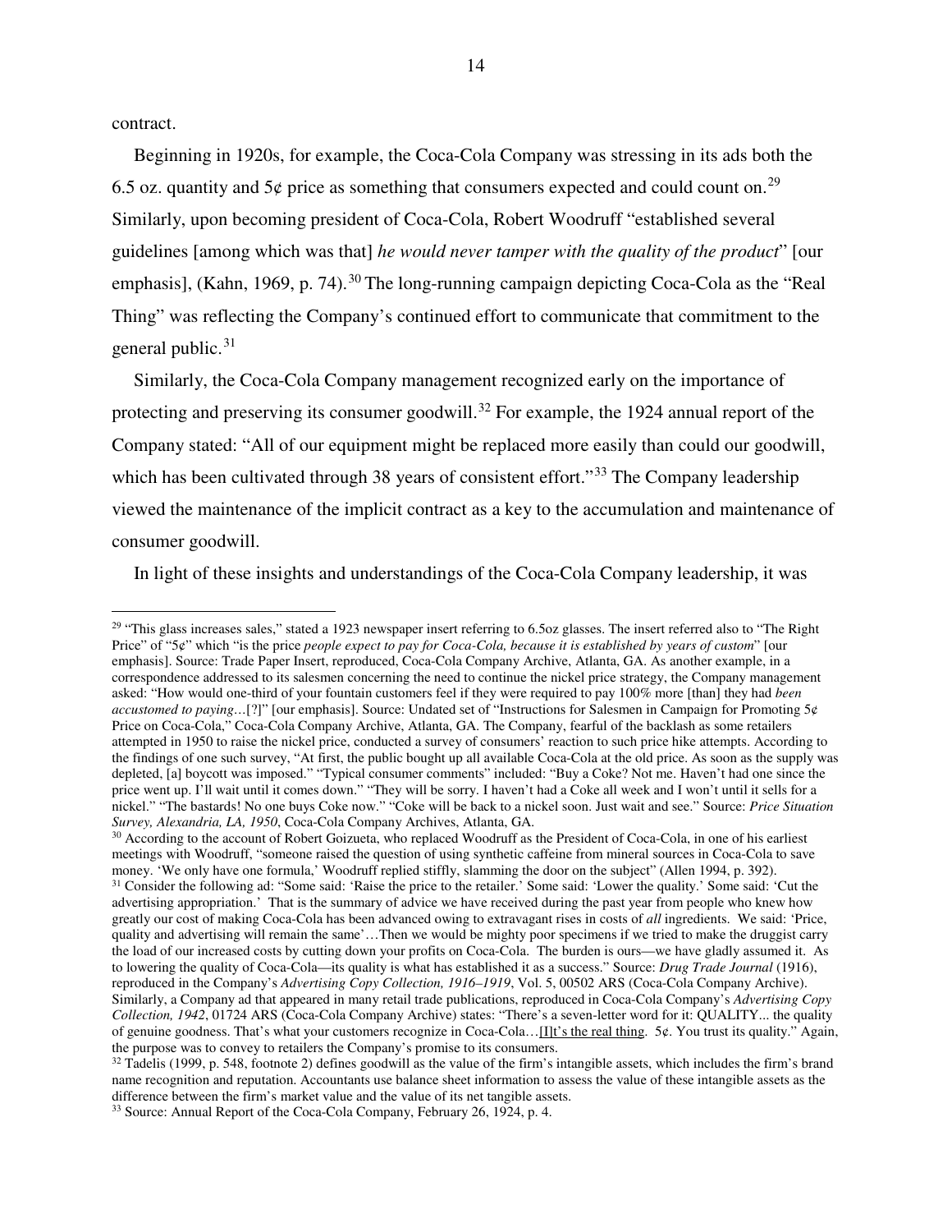contract.

Beginning in 1920s, for example, the Coca-Cola Company was stressing in its ads both the 6.5 oz. quantity and 5¢ price as something that consumers expected and could count on.[29] Similarly, upon becoming president of Coca-Cola, Robert Woodruff "established several guidelines [among which was that] *he would never tamper with the quality of the product*" [our emphasis], (Kahn, 1969, p. 74).[30] The long-running campaign depicting Coca-Cola as the "Real Thing" was reflecting the Company's continued effort to communicate that commitment to the general public.[31]

Similarly, the Coca-Cola Company management recognized early on the importance of protecting and preserving its consumer goodwill.[32] For example, the 1924 annual report of the Company stated: "All of our equipment might be replaced more easily than could our goodwill, which has been cultivated through 38 years of consistent effort."[33] The Company leadership viewed the maintenance of the implicit contract as a key to the accumulation and maintenance of consumer goodwill.

In light of these insights and understandings of the Coca-Cola Company leadership, it was

---

[29] "This glass increases sales," stated a 1923 newspaper insert referring to 6.5oz glasses. The insert referred also to "The Right Price" of "5¢" which "is the price *people expect to pay for Coca-Cola, because it is established by years of custom*" [our emphasis]. Source: Trade Paper Insert, reproduced, Coca-Cola Company Archive, Atlanta, GA. As another example, in a correspondence addressed to its salesmen concerning the need to continue the nickel price strategy, the Company management asked: "How would one-third of your fountain customers feel if they were required to pay 100% more [than] they had *been accustomed to paying*…[?]" [our emphasis]. Source: Undated set of "Instructions for Salesmen in Campaign for Promoting 5¢ Price on Coca-Cola," Coca-Cola Company Archive, Atlanta, GA. The Company, fearful of the backlash as some retailers attempted in 1950 to raise the nickel price, conducted a survey of consumers' reaction to such price hike attempts. According to the findings of one such survey, "At first, the public bought up all available Coca-Cola at the old price. As soon as the supply was depleted, [a] boycott was imposed." "Typical consumer comments" included: "Buy a Coke? Not me. Haven't had one since the price went up. I'll wait until it comes down." "They will be sorry. I haven't had a Coke all week and I won't until it sells for a nickel." "The bastards! No one buys Coke now." "Coke will be back to a nickel soon. Just wait and see." Source: *Price Situation Survey, Alexandria, LA, 1950*, Coca-Cola Company Archives, Atlanta, GA.

[30] According to the account of Robert Goizueta, who replaced Woodruff as the President of Coca-Cola, in one of his earliest meetings with Woodruff, "someone raised the question of using synthetic caffeine from mineral sources in Coca-Cola to save money. 'We only have one formula,' Woodruff replied stiffly, slamming the door on the subject" (Allen 1994, p. 392).

[31] Consider the following ad: "Some said: 'Raise the price to the retailer.' Some said: 'Lower the quality.' Some said: 'Cut the advertising appropriation.' That is the summary of advice we have received during the past year from people who knew how greatly our cost of making Coca-Cola has been advanced owing to extravagant rises in costs of *all* ingredients. We said: 'Price, quality and advertising will remain the same'…Then we would be mighty poor specimens if we tried to make the druggist carry the load of our increased costs by cutting down your profits on Coca-Cola. The burden is ours—we have gladly assumed it. As to lowering the quality of Coca-Cola—its quality is what has established it as a success." Source: *Drug Trade Journal* (1916), reproduced in the Company's *Advertising Copy Collection, 1916–1919*, Vol. 5, 00502 ARS (Coca-Cola Company Archive). Similarly, a Company ad that appeared in many retail trade publications, reproduced in Coca-Cola Company's *Advertising Copy Collection, 1942*, 01724 ARS (Coca-Cola Company Archive) states: "There's a seven-letter word for it: QUALITY... the quality of genuine goodness. That's what your customers recognize in Coca-Cola…<u>[I]t's the real thing</u>. 5¢. You trust its quality." Again, the purpose was to convey to retailers the Company's promise to its consumers.

[32] Tadelis (1999, p. 548, footnote 2) defines goodwill as the value of the firm's intangible assets, which includes the firm's brand name recognition and reputation. Accountants use balance sheet information to assess the value of these intangible assets as the difference between the firm's market value and the value of its net tangible assets.

[33] Source: Annual Report of the Coca-Cola Company, February 26, 1924, p. 4.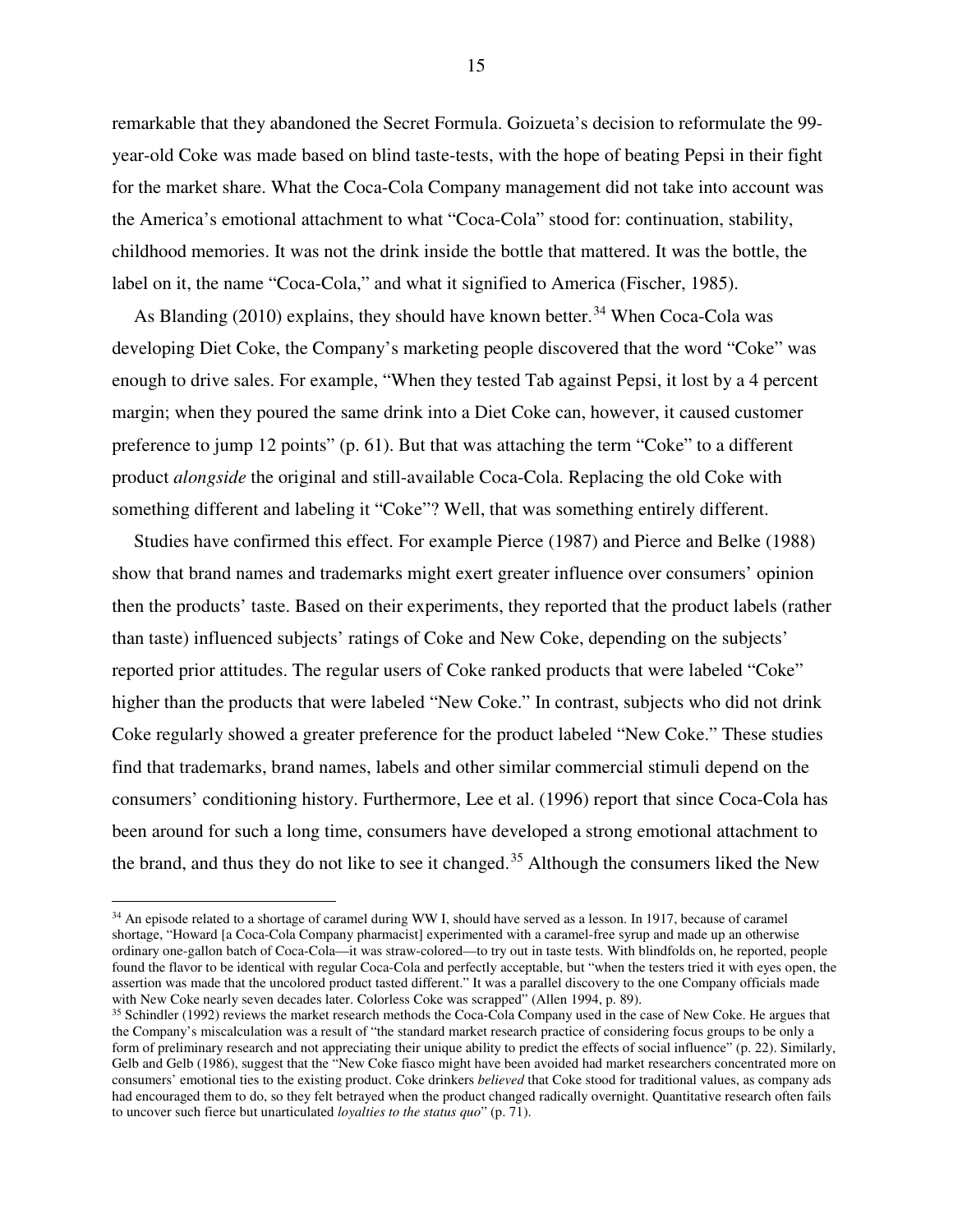remarkable that they abandoned the Secret Formula. Goizueta's decision to reformulate the 99-year-old Coke was made based on blind taste-tests, with the hope of beating Pepsi in their fight for the market share. What the Coca-Cola Company management did not take into account was the America's emotional attachment to what "Coca-Cola" stood for: continuation, stability, childhood memories. It was not the drink inside the bottle that mattered. It was the bottle, the label on it, the name "Coca-Cola," and what it signified to America (Fischer, 1985).

As Blanding (2010) explains, they should have known better.[34] When Coca-Cola was developing Diet Coke, the Company's marketing people discovered that the word "Coke" was enough to drive sales. For example, "When they tested Tab against Pepsi, it lost by a 4 percent margin; when they poured the same drink into a Diet Coke can, however, it caused customer preference to jump 12 points" (p. 61). But that was attaching the term "Coke" to a different product *alongside* the original and still-available Coca-Cola. Replacing the old Coke with something different and labeling it "Coke"? Well, that was something entirely different.

Studies have confirmed this effect. For example Pierce (1987) and Pierce and Belke (1988) show that brand names and trademarks might exert greater influence over consumers' opinion then the products' taste. Based on their experiments, they reported that the product labels (rather than taste) influenced subjects' ratings of Coke and New Coke, depending on the subjects' reported prior attitudes. The regular users of Coke ranked products that were labeled "Coke" higher than the products that were labeled "New Coke." In contrast, subjects who did not drink Coke regularly showed a greater preference for the product labeled "New Coke." These studies find that trademarks, brand names, labels and other similar commercial stimuli depend on the consumers' conditioning history. Furthermore, Lee et al. (1996) report that since Coca-Cola has been around for such a long time, consumers have developed a strong emotional attachment to the brand, and thus they do not like to see it changed.[35] Although the consumers liked the New

---

[34] An episode related to a shortage of caramel during WW I, should have served as a lesson. In 1917, because of caramel shortage, "Howard [a Coca-Cola Company pharmacist] experimented with a caramel-free syrup and made up an otherwise ordinary one-gallon batch of Coca-Cola—it was straw-colored—to try out in taste tests. With blindfolds on, he reported, people found the flavor to be identical with regular Coca-Cola and perfectly acceptable, but "when the testers tried it with eyes open, the assertion was made that the uncolored product tasted different." It was a parallel discovery to the one Company officials made with New Coke nearly seven decades later. Colorless Coke was scrapped" (Allen 1994, p. 89).

[35] Schindler (1992) reviews the market research methods the Coca-Cola Company used in the case of New Coke. He argues that the Company's miscalculation was a result of "the standard market research practice of considering focus groups to be only a form of preliminary research and not appreciating their unique ability to predict the effects of social influence" (p. 22). Similarly, Gelb and Gelb (1986), suggest that the "New Coke fiasco might have been avoided had market researchers concentrated more on consumers' emotional ties to the existing product. Coke drinkers *believed* that Coke stood for traditional values, as company ads had encouraged them to do, so they felt betrayed when the product changed radically overnight. Quantitative research often fails to uncover such fierce but unarticulated *loyalties to the status quo*" (p. 71).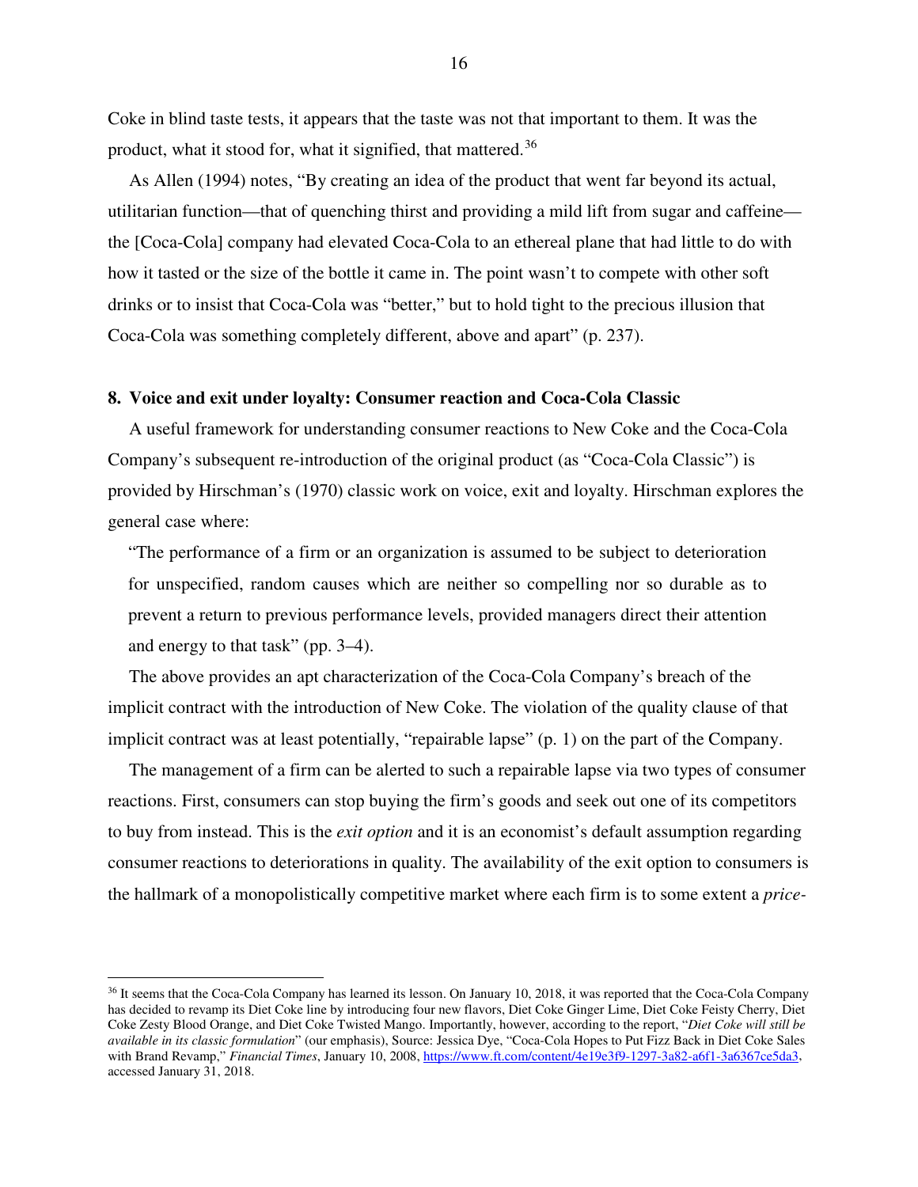Coke in blind taste tests, it appears that the taste was not that important to them. It was the product, what it stood for, what it signified, that mattered.[36]

As Allen (1994) notes, "By creating an idea of the product that went far beyond its actual, utilitarian function—that of quenching thirst and providing a mild lift from sugar and caffeine—the [Coca-Cola] company had elevated Coca-Cola to an ethereal plane that had little to do with how it tasted or the size of the bottle it came in. The point wasn't to compete with other soft drinks or to insist that Coca-Cola was "better," but to hold tight to the precious illusion that Coca-Cola was something completely different, above and apart" (p. 237).

## 8. Voice and exit under loyalty: Consumer reaction and Coca-Cola Classic

A useful framework for understanding consumer reactions to New Coke and the Coca-Cola Company's subsequent re-introduction of the original product (as "Coca-Cola Classic") is provided by Hirschman's (1970) classic work on voice, exit and loyalty. Hirschman explores the general case where:

> "The performance of a firm or an organization is assumed to be subject to deterioration for unspecified, random causes which are neither so compelling nor so durable as to prevent a return to previous performance levels, provided managers direct their attention and energy to that task" (pp. 3–4).

The above provides an apt characterization of the Coca-Cola Company's breach of the implicit contract with the introduction of New Coke. The violation of the quality clause of that implicit contract was at least potentially, "repairable lapse" (p. 1) on the part of the Company.

The management of a firm can be alerted to such a repairable lapse via two types of consumer reactions. First, consumers can stop buying the firm's goods and seek out one of its competitors to buy from instead. This is the *exit option* and it is an economist's default assumption regarding consumer reactions to deteriorations in quality. The availability of the exit option to consumers is the hallmark of a monopolistically competitive market where each firm is to some extent a *price-*

---

[36] It seems that the Coca-Cola Company has learned its lesson. On January 10, 2018, it was reported that the Coca-Cola Company has decided to revamp its Diet Coke line by introducing four new flavors, Diet Coke Ginger Lime, Diet Coke Feisty Cherry, Diet Coke Zesty Blood Orange, and Diet Coke Twisted Mango. Importantly, however, according to the report, "*Diet Coke will still be available in its classic formulation*" (our emphasis), Source: Jessica Dye, "Coca-Cola Hopes to Put Fizz Back in Diet Coke Sales with Brand Revamp," *Financial Times*, January 10, 2008, https://www.ft.com/content/4e19e3f9-1297-3a82-a6f1-3a6367ce5da3, accessed January 31, 2018.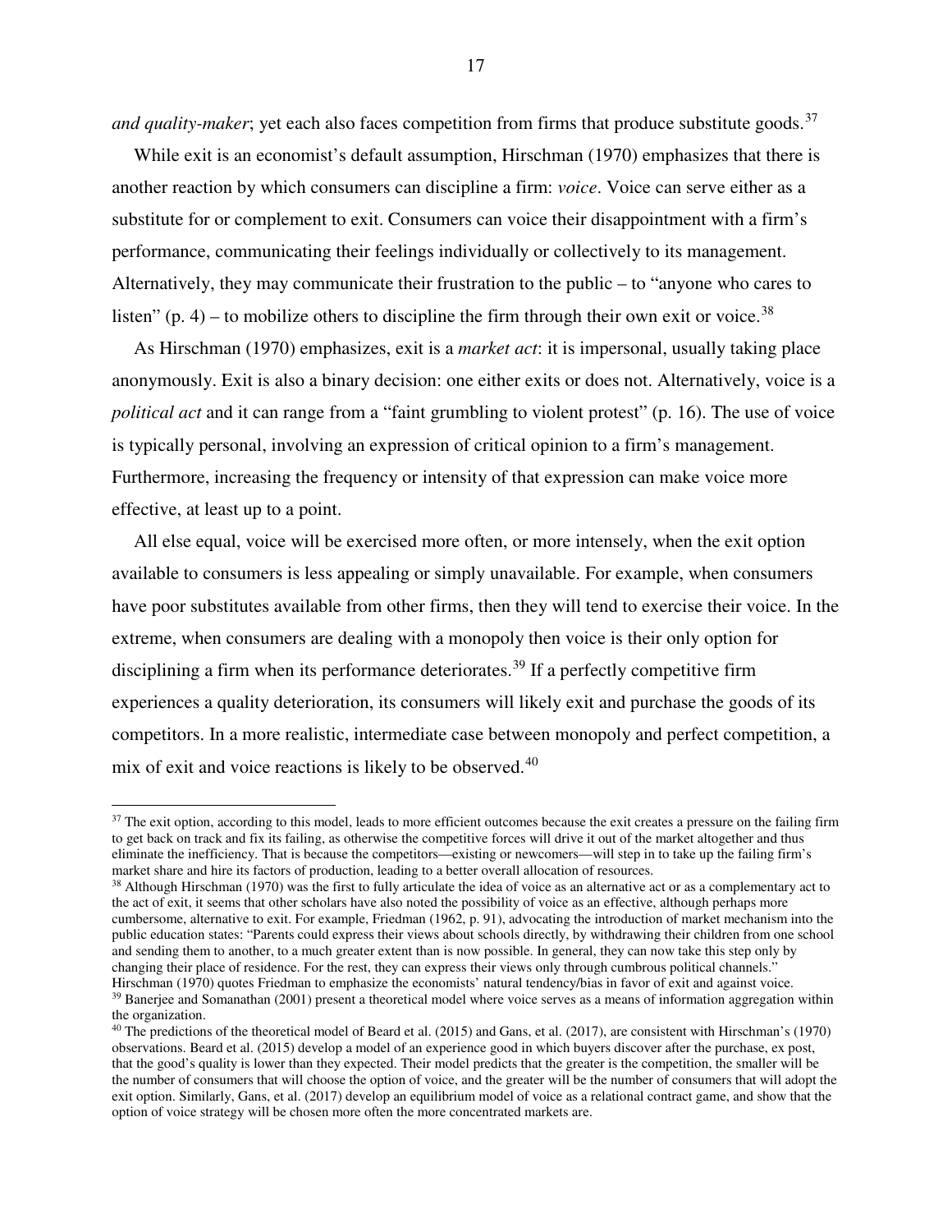*and quality-maker*; yet each also faces competition from firms that produce substitute goods.[37]

While exit is an economist's default assumption, Hirschman (1970) emphasizes that there is another reaction by which consumers can discipline a firm: *voice*. Voice can serve either as a substitute for or complement to exit. Consumers can voice their disappointment with a firm's performance, communicating their feelings individually or collectively to its management. Alternatively, they may communicate their frustration to the public – to "anyone who cares to listen" (p. 4) – to mobilize others to discipline the firm through their own exit or voice.[38]

As Hirschman (1970) emphasizes, exit is a *market act*: it is impersonal, usually taking place anonymously. Exit is also a binary decision: one either exits or does not. Alternatively, voice is a *political act* and it can range from a "faint grumbling to violent protest" (p. 16). The use of voice is typically personal, involving an expression of critical opinion to a firm's management. Furthermore, increasing the frequency or intensity of that expression can make voice more effective, at least up to a point.

All else equal, voice will be exercised more often, or more intensely, when the exit option available to consumers is less appealing or simply unavailable. For example, when consumers have poor substitutes available from other firms, then they will tend to exercise their voice. In the extreme, when consumers are dealing with a monopoly then voice is their only option for disciplining a firm when its performance deteriorates.[39] If a perfectly competitive firm experiences a quality deterioration, its consumers will likely exit and purchase the goods of its competitors. In a more realistic, intermediate case between monopoly and perfect competition, a mix of exit and voice reactions is likely to be observed.[40]

---

[37] The exit option, according to this model, leads to more efficient outcomes because the exit creates a pressure on the failing firm to get back on track and fix its failing, as otherwise the competitive forces will drive it out of the market altogether and thus eliminate the inefficiency. That is because the competitors—existing or newcomers—will step in to take up the failing firm's market share and hire its factors of production, leading to a better overall allocation of resources.

[38] Although Hirschman (1970) was the first to fully articulate the idea of voice as an alternative act or as a complementary act to the act of exit, it seems that other scholars have also noted the possibility of voice as an effective, although perhaps more cumbersome, alternative to exit. For example, Friedman (1962, p. 91), advocating the introduction of market mechanism into the public education states: "Parents could express their views about schools directly, by withdrawing their children from one school and sending them to another, to a much greater extent than is now possible. In general, they can now take this step only by changing their place of residence. For the rest, they can express their views only through cumbrous political channels." Hirschman (1970) quotes Friedman to emphasize the economists' natural tendency/bias in favor of exit and against voice.

[39] Banerjee and Somanathan (2001) present a theoretical model where voice serves as a means of information aggregation within the organization.

[40] The predictions of the theoretical model of Beard et al. (2015) and Gans, et al. (2017), are consistent with Hirschman's (1970) observations. Beard et al. (2015) develop a model of an experience good in which buyers discover after the purchase, ex post, that the good's quality is lower than they expected. Their model predicts that the greater is the competition, the smaller will be the number of consumers that will choose the option of voice, and the greater will be the number of consumers that will adopt the exit option. Similarly, Gans, et al. (2017) develop an equilibrium model of voice as a relational contract game, and show that the option of voice strategy will be chosen more often the more concentrated markets are.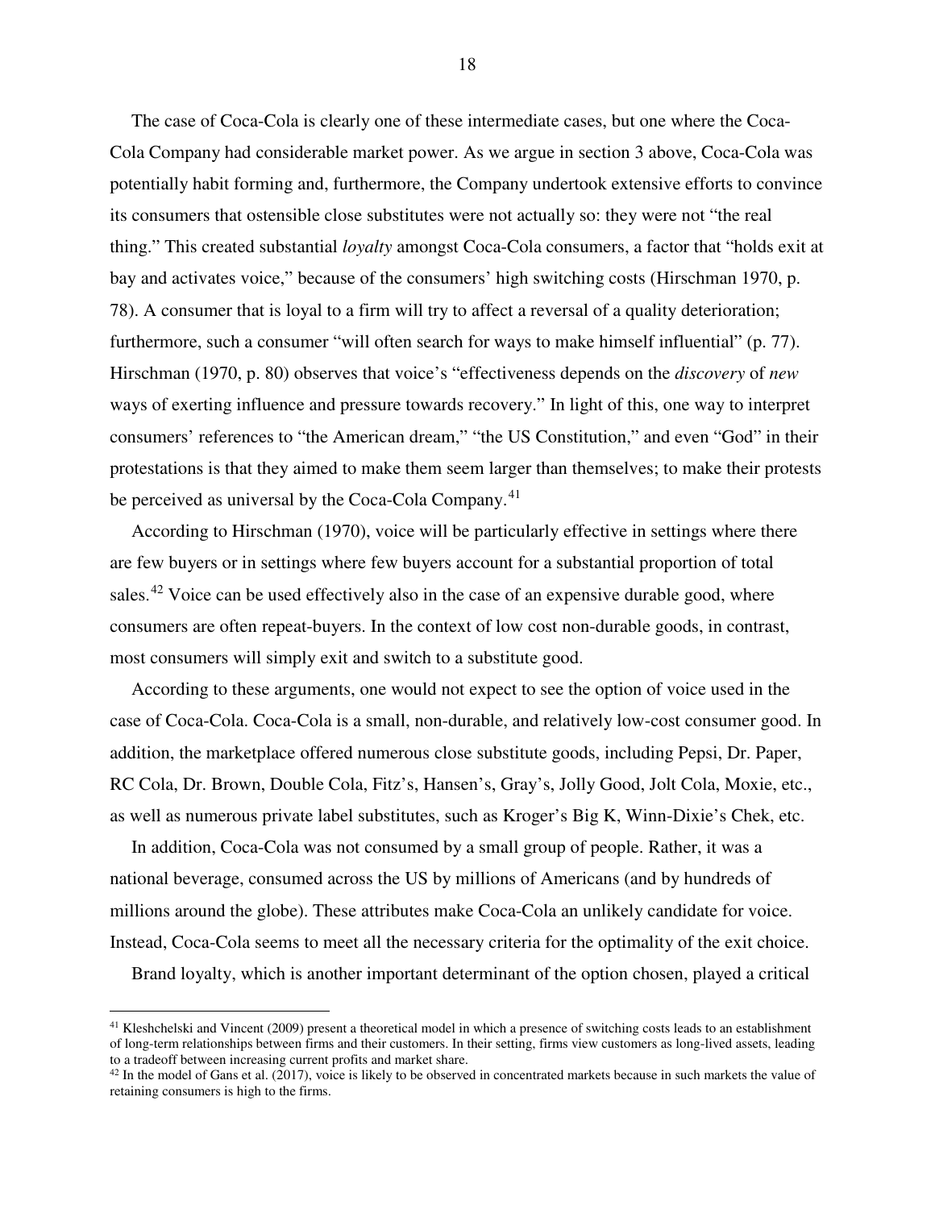The case of Coca-Cola is clearly one of these intermediate cases, but one where the Coca-Cola Company had considerable market power. As we argue in section 3 above, Coca-Cola was potentially habit forming and, furthermore, the Company undertook extensive efforts to convince its consumers that ostensible close substitutes were not actually so: they were not "the real thing." This created substantial *loyalty* amongst Coca-Cola consumers, a factor that "holds exit at bay and activates voice," because of the consumers' high switching costs (Hirschman 1970, p. 78). A consumer that is loyal to a firm will try to affect a reversal of a quality deterioration; furthermore, such a consumer "will often search for ways to make himself influential" (p. 77). Hirschman (1970, p. 80) observes that voice's "effectiveness depends on the *discovery* of *new* ways of exerting influence and pressure towards recovery." In light of this, one way to interpret consumers' references to "the American dream," "the US Constitution," and even "God" in their protestations is that they aimed to make them seem larger than themselves; to make their protests be perceived as universal by the Coca-Cola Company.[41]

According to Hirschman (1970), voice will be particularly effective in settings where there are few buyers or in settings where few buyers account for a substantial proportion of total sales.[42] Voice can be used effectively also in the case of an expensive durable good, where consumers are often repeat-buyers. In the context of low cost non-durable goods, in contrast, most consumers will simply exit and switch to a substitute good.

According to these arguments, one would not expect to see the option of voice used in the case of Coca-Cola. Coca-Cola is a small, non-durable, and relatively low-cost consumer good. In addition, the marketplace offered numerous close substitute goods, including Pepsi, Dr. Paper, RC Cola, Dr. Brown, Double Cola, Fitz's, Hansen's, Gray's, Jolly Good, Jolt Cola, Moxie, etc., as well as numerous private label substitutes, such as Kroger's Big K, Winn-Dixie's Chek, etc.

In addition, Coca-Cola was not consumed by a small group of people. Rather, it was a national beverage, consumed across the US by millions of Americans (and by hundreds of millions around the globe). These attributes make Coca-Cola an unlikely candidate for voice. Instead, Coca-Cola seems to meet all the necessary criteria for the optimality of the exit choice.

Brand loyalty, which is another important determinant of the option chosen, played a critical

---

[41] Kleshchelski and Vincent (2009) present a theoretical model in which a presence of switching costs leads to an establishment of long-term relationships between firms and their customers. In their setting, firms view customers as long-lived assets, leading to a tradeoff between increasing current profits and market share.

[42] In the model of Gans et al. (2017), voice is likely to be observed in concentrated markets because in such markets the value of retaining consumers is high to the firms.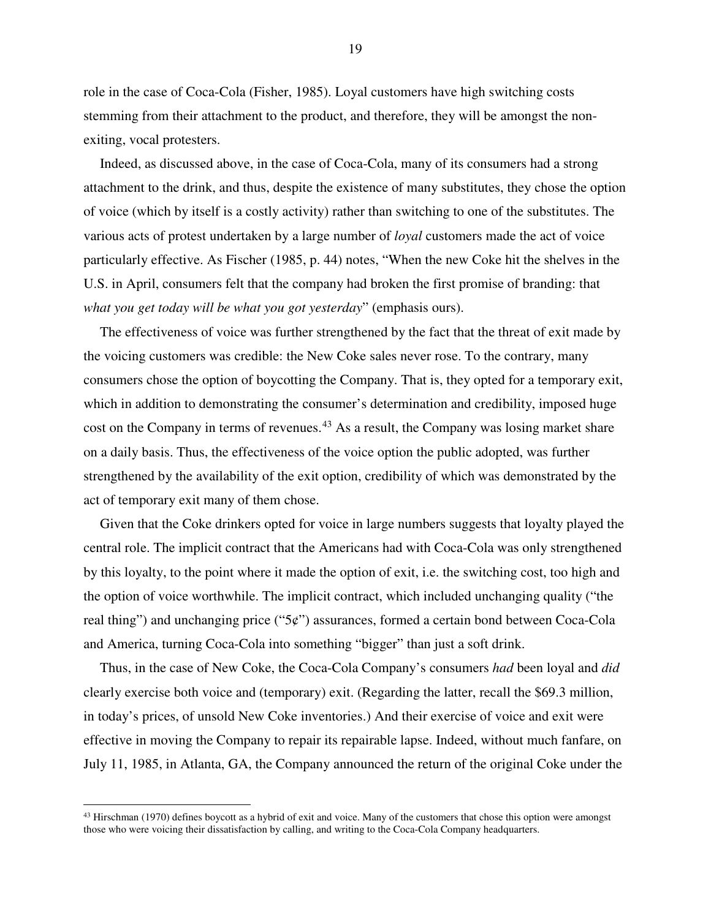role in the case of Coca-Cola (Fisher, 1985). Loyal customers have high switching costs stemming from their attachment to the product, and therefore, they will be amongst the non-exiting, vocal protesters.

Indeed, as discussed above, in the case of Coca-Cola, many of its consumers had a strong attachment to the drink, and thus, despite the existence of many substitutes, they chose the option of voice (which by itself is a costly activity) rather than switching to one of the substitutes. The various acts of protest undertaken by a large number of *loyal* customers made the act of voice particularly effective. As Fischer (1985, p. 44) notes, "When the new Coke hit the shelves in the U.S. in April, consumers felt that the company had broken the first promise of branding: that *what you get today will be what you got yesterday*" (emphasis ours).

The effectiveness of voice was further strengthened by the fact that the threat of exit made by the voicing customers was credible: the New Coke sales never rose. To the contrary, many consumers chose the option of boycotting the Company. That is, they opted for a temporary exit, which in addition to demonstrating the consumer's determination and credibility, imposed huge cost on the Company in terms of revenues.[43] As a result, the Company was losing market share on a daily basis. Thus, the effectiveness of the voice option the public adopted, was further strengthened by the availability of the exit option, credibility of which was demonstrated by the act of temporary exit many of them chose.

Given that the Coke drinkers opted for voice in large numbers suggests that loyalty played the central role. The implicit contract that the Americans had with Coca-Cola was only strengthened by this loyalty, to the point where it made the option of exit, i.e. the switching cost, too high and the option of voice worthwhile. The implicit contract, which included unchanging quality ("the real thing") and unchanging price ("5¢") assurances, formed a certain bond between Coca-Cola and America, turning Coca-Cola into something "bigger" than just a soft drink.

Thus, in the case of New Coke, the Coca-Cola Company's consumers *had* been loyal and *did* clearly exercise both voice and (temporary) exit. (Regarding the latter, recall the $69.3 million, in today's prices, of unsold New Coke inventories.) And their exercise of voice and exit were effective in moving the Company to repair its repairable lapse. Indeed, without much fanfare, on July 11, 1985, in Atlanta, GA, the Company announced the return of the original Coke under the

[43] Hirschman (1970) defines boycott as a hybrid of exit and voice. Many of the customers that chose this option were amongst those who were voicing their dissatisfaction by calling, and writing to the Coca-Cola Company headquarters.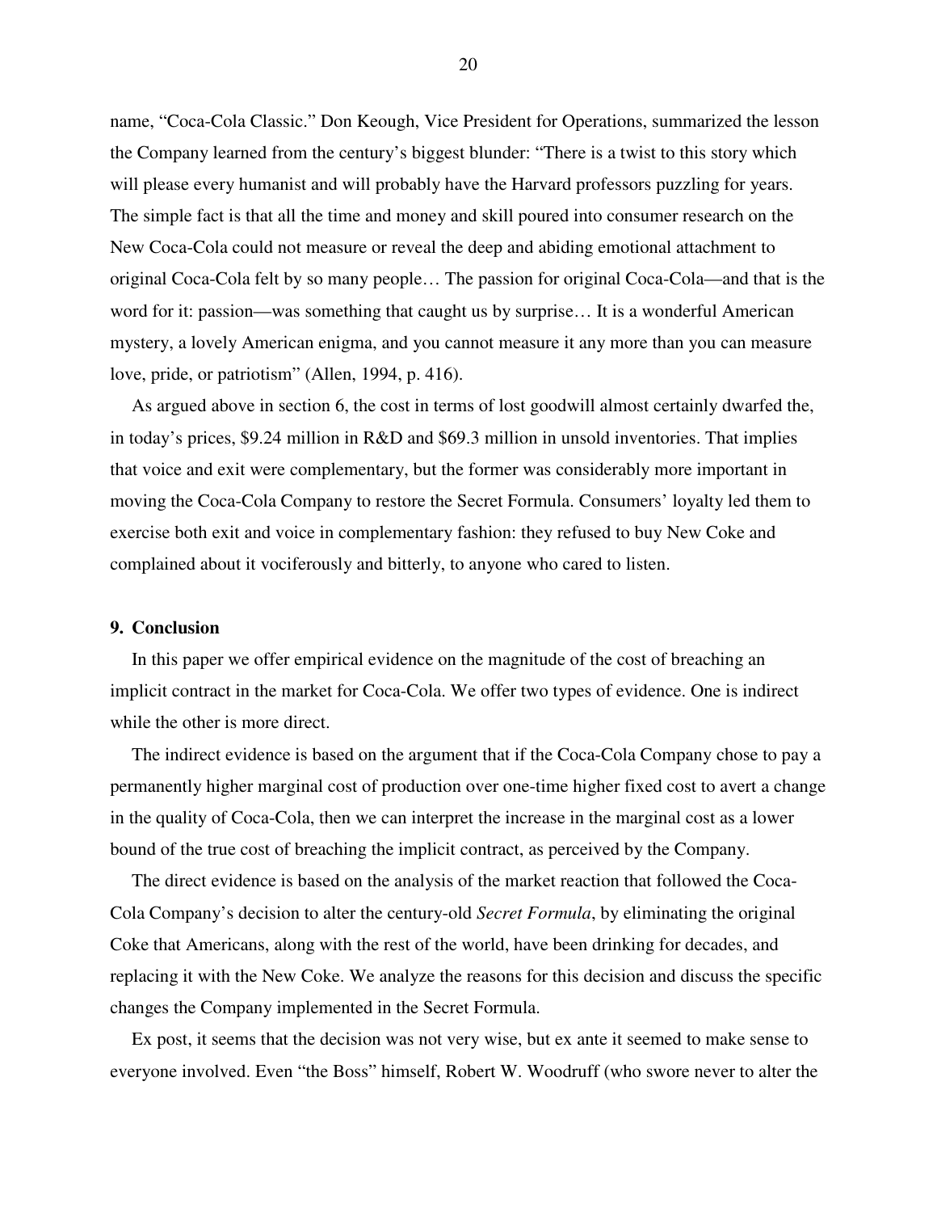name, "Coca-Cola Classic." Don Keough, Vice President for Operations, summarized the lesson the Company learned from the century's biggest blunder: "There is a twist to this story which will please every humanist and will probably have the Harvard professors puzzling for years. The simple fact is that all the time and money and skill poured into consumer research on the New Coca-Cola could not measure or reveal the deep and abiding emotional attachment to original Coca-Cola felt by so many people… The passion for original Coca-Cola—and that is the word for it: passion—was something that caught us by surprise… It is a wonderful American mystery, a lovely American enigma, and you cannot measure it any more than you can measure love, pride, or patriotism" (Allen, 1994, p. 416).

As argued above in section 6, the cost in terms of lost goodwill almost certainly dwarfed the, in today's prices, \$9.24 million in R&D and \$69.3 million in unsold inventories. That implies that voice and exit were complementary, but the former was considerably more important in moving the Coca-Cola Company to restore the Secret Formula. Consumers' loyalty led them to exercise both exit and voice in complementary fashion: they refused to buy New Coke and complained about it vociferously and bitterly, to anyone who cared to listen.

## 9. Conclusion

In this paper we offer empirical evidence on the magnitude of the cost of breaching an implicit contract in the market for Coca-Cola. We offer two types of evidence. One is indirect while the other is more direct.

The indirect evidence is based on the argument that if the Coca-Cola Company chose to pay a permanently higher marginal cost of production over one-time higher fixed cost to avert a change in the quality of Coca-Cola, then we can interpret the increase in the marginal cost as a lower bound of the true cost of breaching the implicit contract, as perceived by the Company.

The direct evidence is based on the analysis of the market reaction that followed the Coca-Cola Company's decision to alter the century-old *Secret Formula*, by eliminating the original Coke that Americans, along with the rest of the world, have been drinking for decades, and replacing it with the New Coke. We analyze the reasons for this decision and discuss the specific changes the Company implemented in the Secret Formula.

Ex post, it seems that the decision was not very wise, but ex ante it seemed to make sense to everyone involved. Even "the Boss" himself, Robert W. Woodruff (who swore never to alter the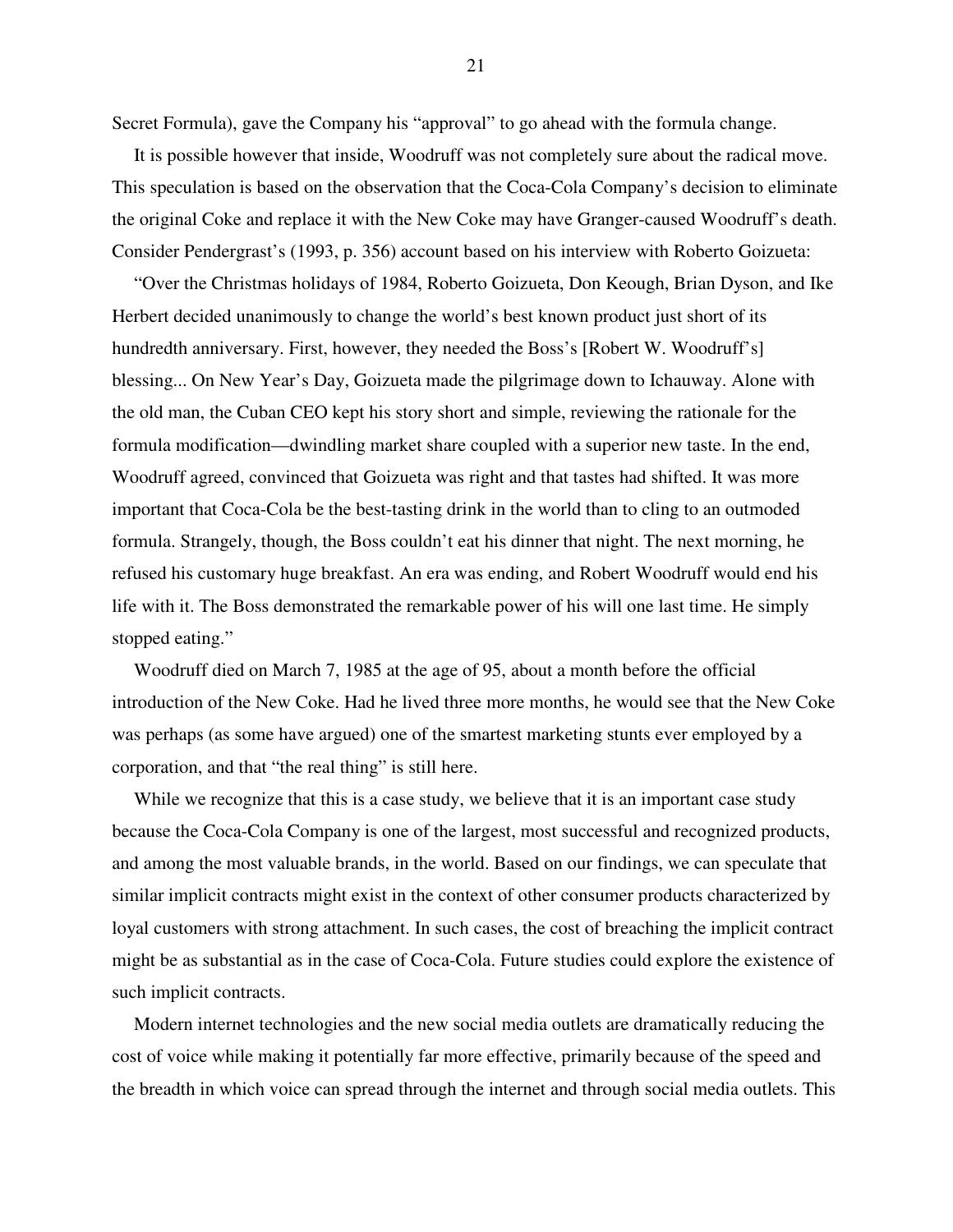Secret Formula), gave the Company his "approval" to go ahead with the formula change.

It is possible however that inside, Woodruff was not completely sure about the radical move. This speculation is based on the observation that the Coca-Cola Company's decision to eliminate the original Coke and replace it with the New Coke may have Granger-caused Woodruff's death. Consider Pendergrast's (1993, p. 356) account based on his interview with Roberto Goizueta:

"Over the Christmas holidays of 1984, Roberto Goizueta, Don Keough, Brian Dyson, and Ike Herbert decided unanimously to change the world's best known product just short of its hundredth anniversary. First, however, they needed the Boss's [Robert W. Woodruff's] blessing... On New Year's Day, Goizueta made the pilgrimage down to Ichauway. Alone with the old man, the Cuban CEO kept his story short and simple, reviewing the rationale for the formula modification—dwindling market share coupled with a superior new taste. In the end, Woodruff agreed, convinced that Goizueta was right and that tastes had shifted. It was more important that Coca-Cola be the best-tasting drink in the world than to cling to an outmoded formula. Strangely, though, the Boss couldn't eat his dinner that night. The next morning, he refused his customary huge breakfast. An era was ending, and Robert Woodruff would end his life with it. The Boss demonstrated the remarkable power of his will one last time. He simply stopped eating."

Woodruff died on March 7, 1985 at the age of 95, about a month before the official introduction of the New Coke. Had he lived three more months, he would see that the New Coke was perhaps (as some have argued) one of the smartest marketing stunts ever employed by a corporation, and that "the real thing" is still here.

While we recognize that this is a case study, we believe that it is an important case study because the Coca-Cola Company is one of the largest, most successful and recognized products, and among the most valuable brands, in the world. Based on our findings, we can speculate that similar implicit contracts might exist in the context of other consumer products characterized by loyal customers with strong attachment. In such cases, the cost of breaching the implicit contract might be as substantial as in the case of Coca-Cola. Future studies could explore the existence of such implicit contracts.

Modern internet technologies and the new social media outlets are dramatically reducing the cost of voice while making it potentially far more effective, primarily because of the speed and the breadth in which voice can spread through the internet and through social media outlets. This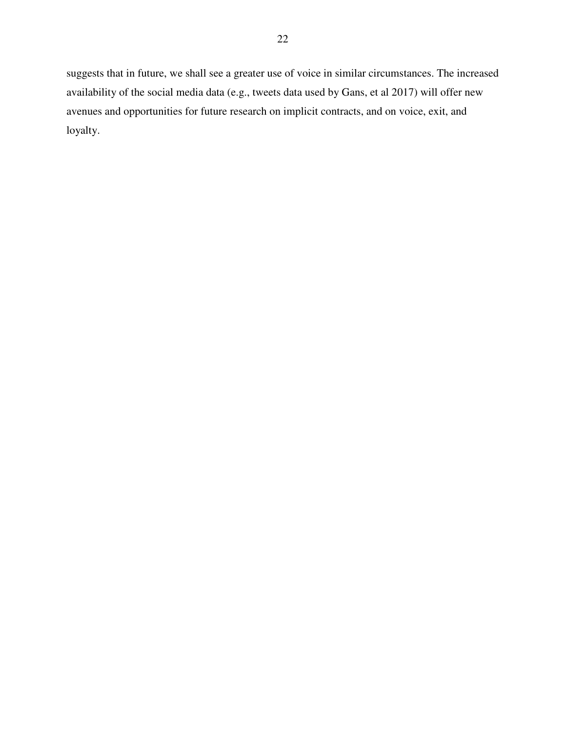suggests that in future, we shall see a greater use of voice in similar circumstances. The increased availability of the social media data (e.g., tweets data used by Gans, et al 2017) will offer new avenues and opportunities for future research on implicit contracts, and on voice, exit, and loyalty.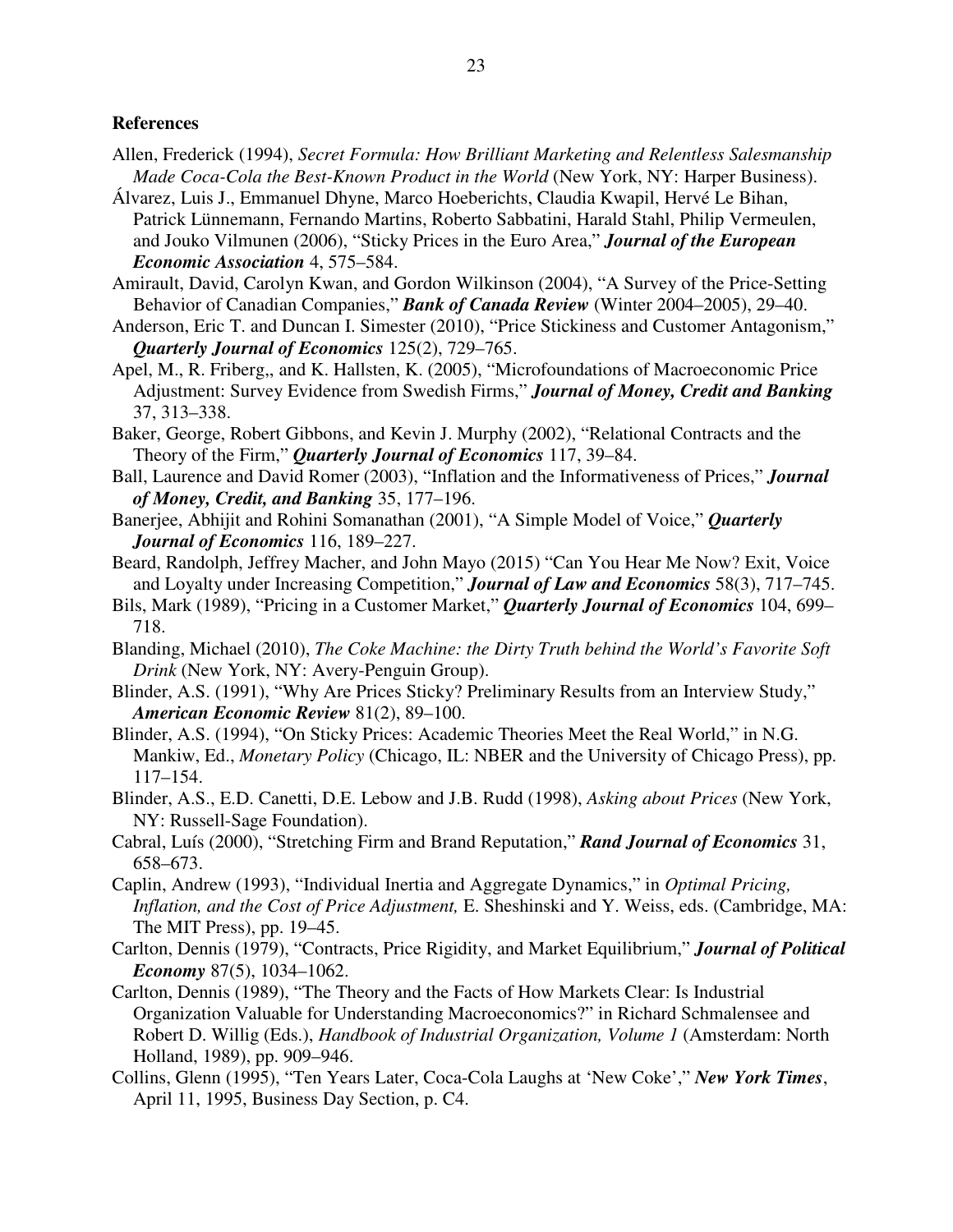**References**

Allen, Frederick (1994), *Secret Formula: How Brilliant Marketing and Relentless Salesmanship Made Coca-Cola the Best-Known Product in the World* (New York, NY: Harper Business).

Álvarez, Luis J., Emmanuel Dhyne, Marco Hoeberichts, Claudia Kwapil, Hervé Le Bihan, Patrick Lünnemann, Fernando Martins, Roberto Sabbatini, Harald Stahl, Philip Vermeulen, and Jouko Vilmunen (2006), "Sticky Prices in the Euro Area," ***Journal of the European Economic Association*** 4, 575–584.

Amirault, David, Carolyn Kwan, and Gordon Wilkinson (2004), "A Survey of the Price-Setting Behavior of Canadian Companies," ***Bank of Canada Review*** (Winter 2004–2005), 29–40.

Anderson, Eric T. and Duncan I. Simester (2010), "Price Stickiness and Customer Antagonism," ***Quarterly Journal of Economics*** 125(2), 729–765.

Apel, M., R. Friberg,, and K. Hallsten, K. (2005), "Microfoundations of Macroeconomic Price Adjustment: Survey Evidence from Swedish Firms," ***Journal of Money, Credit and Banking*** 37, 313–338.

Baker, George, Robert Gibbons, and Kevin J. Murphy (2002), "Relational Contracts and the Theory of the Firm," ***Quarterly Journal of Economics*** 117, 39–84.

Ball, Laurence and David Romer (2003), "Inflation and the Informativeness of Prices," ***Journal of Money, Credit, and Banking*** 35, 177–196.

Banerjee, Abhijit and Rohini Somanathan (2001), "A Simple Model of Voice," ***Quarterly Journal of Economics*** 116, 189–227.

Beard, Randolph, Jeffrey Macher, and John Mayo (2015) "Can You Hear Me Now? Exit, Voice and Loyalty under Increasing Competition," ***Journal of Law and Economics*** 58(3), 717–745.

Bils, Mark (1989), "Pricing in a Customer Market," ***Quarterly Journal of Economics*** 104, 699–718.

Blanding, Michael (2010), *The Coke Machine: the Dirty Truth behind the World's Favorite Soft Drink* (New York, NY: Avery-Penguin Group).

Blinder, A.S. (1991), "Why Are Prices Sticky? Preliminary Results from an Interview Study," ***American Economic Review*** 81(2), 89–100.

Blinder, A.S. (1994), "On Sticky Prices: Academic Theories Meet the Real World," in N.G. Mankiw, Ed., *Monetary Policy* (Chicago, IL: NBER and the University of Chicago Press), pp. 117–154.

Blinder, A.S., E.D. Canetti, D.E. Lebow and J.B. Rudd (1998), *Asking about Prices* (New York, NY: Russell-Sage Foundation).

Cabral, Luís (2000), "Stretching Firm and Brand Reputation," ***Rand Journal of Economics*** 31, 658–673.

Caplin, Andrew (1993), "Individual Inertia and Aggregate Dynamics," in *Optimal Pricing, Inflation, and the Cost of Price Adjustment,* E. Sheshinski and Y. Weiss, eds. (Cambridge, MA: The MIT Press), pp. 19–45.

Carlton, Dennis (1979), "Contracts, Price Rigidity, and Market Equilibrium," ***Journal of Political Economy*** 87(5), 1034–1062.

Carlton, Dennis (1989), "The Theory and the Facts of How Markets Clear: Is Industrial Organization Valuable for Understanding Macroeconomics?" in Richard Schmalensee and Robert D. Willig (Eds.), *Handbook of Industrial Organization, Volume 1* (Amsterdam: North Holland, 1989), pp. 909–946.

Collins, Glenn (1995), "Ten Years Later, Coca-Cola Laughs at 'New Coke'," ***New York Times***, April 11, 1995, Business Day Section, p. C4.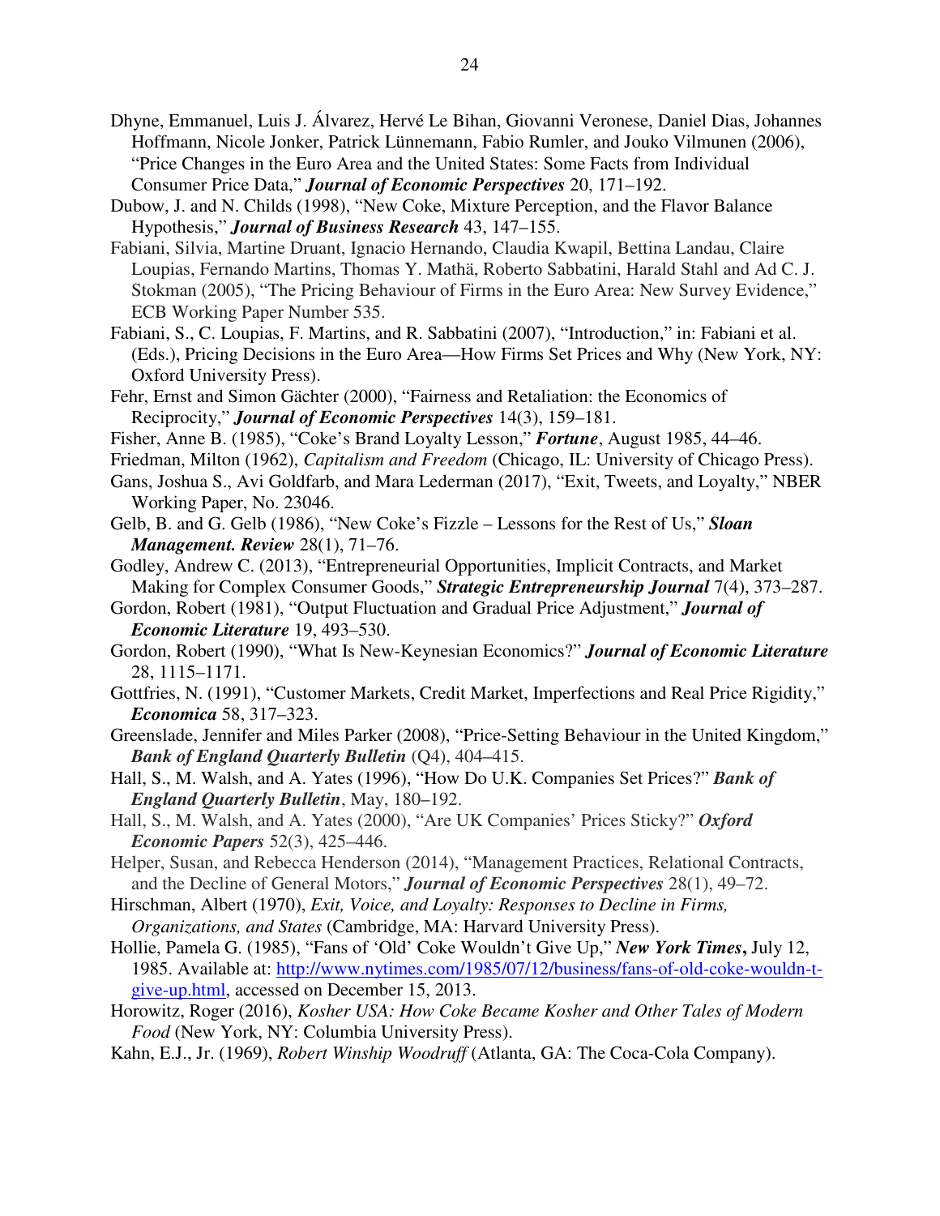Dhyne, Emmanuel, Luis J. Álvarez, Hervé Le Bihan, Giovanni Veronese, Daniel Dias, Johannes Hoffmann, Nicole Jonker, Patrick Lünnemann, Fabio Rumler, and Jouko Vilmunen (2006), "Price Changes in the Euro Area and the United States: Some Facts from Individual Consumer Price Data," ***Journal of Economic Perspectives*** 20, 171–192.

Dubow, J. and N. Childs (1998), "New Coke, Mixture Perception, and the Flavor Balance Hypothesis," ***Journal of Business Research*** 43, 147–155.

Fabiani, Silvia, Martine Druant, Ignacio Hernando, Claudia Kwapil, Bettina Landau, Claire Loupias, Fernando Martins, Thomas Y. Mathä, Roberto Sabbatini, Harald Stahl and Ad C. J. Stokman (2005), "The Pricing Behaviour of Firms in the Euro Area: New Survey Evidence," ECB Working Paper Number 535.

Fabiani, S., C. Loupias, F. Martins, and R. Sabbatini (2007), "Introduction," in: Fabiani et al. (Eds.), Pricing Decisions in the Euro Area—How Firms Set Prices and Why (New York, NY: Oxford University Press).

Fehr, Ernst and Simon Gächter (2000), "Fairness and Retaliation: the Economics of Reciprocity," ***Journal of Economic Perspectives*** 14(3), 159–181.

Fisher, Anne B. (1985), "Coke's Brand Loyalty Lesson," ***Fortune***, August 1985, 44–46.

Friedman, Milton (1962), *Capitalism and Freedom* (Chicago, IL: University of Chicago Press).

Gans, Joshua S., Avi Goldfarb, and Mara Lederman (2017), "Exit, Tweets, and Loyalty," NBER Working Paper, No. 23046.

Gelb, B. and G. Gelb (1986), "New Coke's Fizzle – Lessons for the Rest of Us," ***Sloan Management. Review*** 28(1), 71–76.

Godley, Andrew C. (2013), "Entrepreneurial Opportunities, Implicit Contracts, and Market Making for Complex Consumer Goods," ***Strategic Entrepreneurship Journal*** 7(4), 373–287.

Gordon, Robert (1981), "Output Fluctuation and Gradual Price Adjustment," ***Journal of Economic Literature*** 19, 493–530.

Gordon, Robert (1990), "What Is New-Keynesian Economics?" ***Journal of Economic Literature*** 28, 1115–1171.

Gottfries, N. (1991), "Customer Markets, Credit Market, Imperfections and Real Price Rigidity," ***Economica*** 58, 317–323.

Greenslade, Jennifer and Miles Parker (2008), "Price-Setting Behaviour in the United Kingdom," ***Bank of England Quarterly Bulletin*** (Q4), 404–415.

Hall, S., M. Walsh, and A. Yates (1996), "How Do U.K. Companies Set Prices?" ***Bank of England Quarterly Bulletin***, May, 180–192.

Hall, S., M. Walsh, and A. Yates (2000), "Are UK Companies' Prices Sticky?" ***Oxford Economic Papers*** 52(3), 425–446.

Helper, Susan, and Rebecca Henderson (2014), "Management Practices, Relational Contracts, and the Decline of General Motors," ***Journal of Economic Perspectives*** 28(1), 49–72.

Hirschman, Albert (1970), *Exit, Voice, and Loyalty: Responses to Decline in Firms, Organizations, and States* (Cambridge, MA: Harvard University Press).

Hollie, Pamela G. (1985), "Fans of 'Old' Coke Wouldn't Give Up," ***New York Times*****,** July 12, 1985. Available at: http://www.nytimes.com/1985/07/12/business/fans-of-old-coke-wouldn-t-give-up.html, accessed on December 15, 2013.

Horowitz, Roger (2016), *Kosher USA: How Coke Became Kosher and Other Tales of Modern Food* (New York, NY: Columbia University Press).

Kahn, E.J., Jr. (1969), *Robert Winship Woodruff* (Atlanta, GA: The Coca-Cola Company).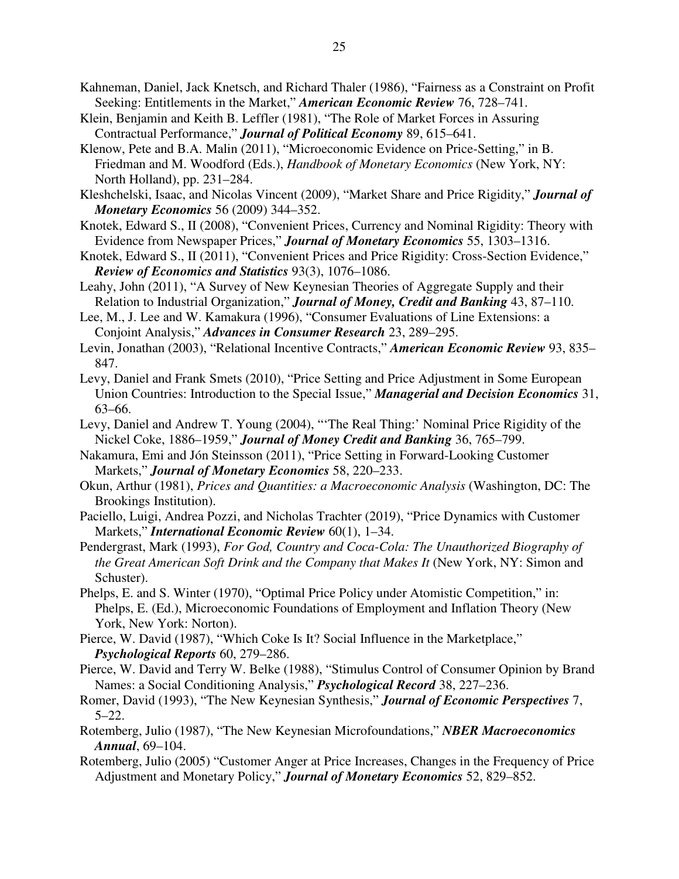Kahneman, Daniel, Jack Knetsch, and Richard Thaler (1986), "Fairness as a Constraint on Profit Seeking: Entitlements in the Market," ***American Economic Review*** 76, 728–741.

Klein, Benjamin and Keith B. Leffler (1981), "The Role of Market Forces in Assuring Contractual Performance," ***Journal of Political Economy*** 89, 615–641.

Klenow, Pete and B.A. Malin (2011), "Microeconomic Evidence on Price-Setting," in B. Friedman and M. Woodford (Eds.), *Handbook of Monetary Economics* (New York, NY: North Holland), pp. 231–284.

Kleshchelski, Isaac, and Nicolas Vincent (2009), "Market Share and Price Rigidity," ***Journal of Monetary Economics*** 56 (2009) 344–352.

Knotek, Edward S., II (2008), "Convenient Prices, Currency and Nominal Rigidity: Theory with Evidence from Newspaper Prices," ***Journal of Monetary Economics*** 55, 1303–1316.

Knotek, Edward S., II (2011), "Convenient Prices and Price Rigidity: Cross-Section Evidence," ***Review of Economics and Statistics*** 93(3), 1076–1086.

Leahy, John (2011), "A Survey of New Keynesian Theories of Aggregate Supply and their Relation to Industrial Organization," ***Journal of Money, Credit and Banking*** 43, 87–110.

Lee, M., J. Lee and W. Kamakura (1996), "Consumer Evaluations of Line Extensions: a Conjoint Analysis," ***Advances in Consumer Research*** 23, 289–295.

Levin, Jonathan (2003), "Relational Incentive Contracts," ***American Economic Review*** 93, 835–847.

Levy, Daniel and Frank Smets (2010), "Price Setting and Price Adjustment in Some European Union Countries: Introduction to the Special Issue," ***Managerial and Decision Economics*** 31, 63–66.

Levy, Daniel and Andrew T. Young (2004), "'The Real Thing:' Nominal Price Rigidity of the Nickel Coke, 1886–1959," ***Journal of Money Credit and Banking*** 36, 765–799.

Nakamura, Emi and Jón Steinsson (2011), "Price Setting in Forward-Looking Customer Markets," ***Journal of Monetary Economics*** 58, 220–233.

Okun, Arthur (1981), *Prices and Quantities: a Macroeconomic Analysis* (Washington, DC: The Brookings Institution).

Paciello, Luigi, Andrea Pozzi, and Nicholas Trachter (2019), "Price Dynamics with Customer Markets," ***International Economic Review*** 60(1), 1–34.

Pendergrast, Mark (1993), *For God, Country and Coca-Cola: The Unauthorized Biography of the Great American Soft Drink and the Company that Makes It* (New York, NY: Simon and Schuster).

Phelps, E. and S. Winter (1970), "Optimal Price Policy under Atomistic Competition," in: Phelps, E. (Ed.), Microeconomic Foundations of Employment and Inflation Theory (New York, New York: Norton).

Pierce, W. David (1987), "Which Coke Is It? Social Influence in the Marketplace," ***Psychological Reports*** 60, 279–286.

Pierce, W. David and Terry W. Belke (1988), "Stimulus Control of Consumer Opinion by Brand Names: a Social Conditioning Analysis," ***Psychological Record*** 38, 227–236.

Romer, David (1993), "The New Keynesian Synthesis," ***Journal of Economic Perspectives*** 7, 5–22.

Rotemberg, Julio (1987), "The New Keynesian Microfoundations," ***NBER Macroeconomics Annual***, 69–104.

Rotemberg, Julio (2005) "Customer Anger at Price Increases, Changes in the Frequency of Price Adjustment and Monetary Policy," ***Journal of Monetary Economics*** 52, 829–852.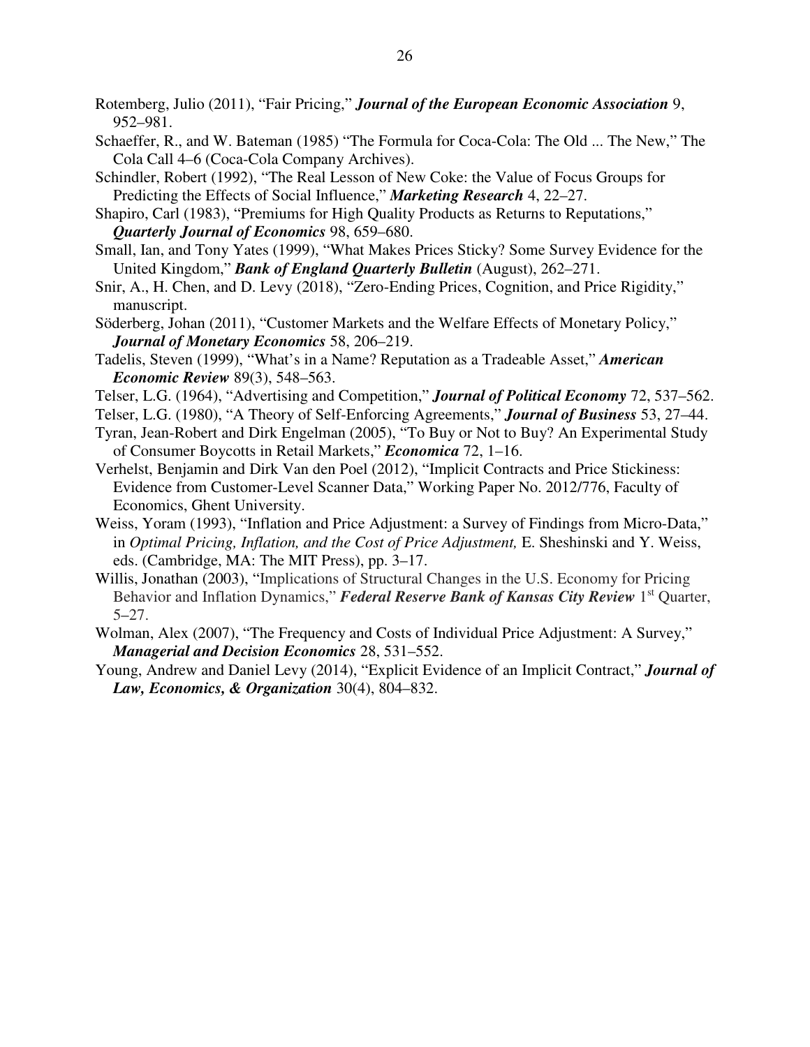Rotemberg, Julio (2011), "Fair Pricing," ***Journal of the European Economic Association*** 9, 952–981.

Schaeffer, R., and W. Bateman (1985) "The Formula for Coca-Cola: The Old ... The New," The Cola Call 4–6 (Coca-Cola Company Archives).

Schindler, Robert (1992), "The Real Lesson of New Coke: the Value of Focus Groups for Predicting the Effects of Social Influence," ***Marketing Research*** 4, 22–27.

Shapiro, Carl (1983), "Premiums for High Quality Products as Returns to Reputations," ***Quarterly Journal of Economics*** 98, 659–680.

Small, Ian, and Tony Yates (1999), "What Makes Prices Sticky? Some Survey Evidence for the United Kingdom," ***Bank of England Quarterly Bulletin*** (August), 262–271.

Snir, A., H. Chen, and D. Levy (2018), "Zero-Ending Prices, Cognition, and Price Rigidity," manuscript.

Söderberg, Johan (2011), "Customer Markets and the Welfare Effects of Monetary Policy," ***Journal of Monetary Economics*** 58, 206–219.

Tadelis, Steven (1999), "What's in a Name? Reputation as a Tradeable Asset," ***American Economic Review*** 89(3), 548–563.

Telser, L.G. (1964), "Advertising and Competition," ***Journal of Political Economy*** 72, 537–562.

Telser, L.G. (1980), "A Theory of Self-Enforcing Agreements," ***Journal of Business*** 53, 27–44.

Tyran, Jean-Robert and Dirk Engelman (2005), "To Buy or Not to Buy? An Experimental Study of Consumer Boycotts in Retail Markets," ***Economica*** 72, 1–16.

Verhelst, Benjamin and Dirk Van den Poel (2012), "Implicit Contracts and Price Stickiness: Evidence from Customer-Level Scanner Data," Working Paper No. 2012/776, Faculty of Economics, Ghent University.

Weiss, Yoram (1993), "Inflation and Price Adjustment: a Survey of Findings from Micro-Data," in *Optimal Pricing, Inflation, and the Cost of Price Adjustment,* E. Sheshinski and Y. Weiss, eds. (Cambridge, MA: The MIT Press), pp. 3–17.

Willis, Jonathan (2003), "Implications of Structural Changes in the U.S. Economy for Pricing Behavior and Inflation Dynamics," ***Federal Reserve Bank of Kansas City Review*** 1st Quarter, 5–27.

Wolman, Alex (2007), "The Frequency and Costs of Individual Price Adjustment: A Survey," ***Managerial and Decision Economics*** 28, 531–552.

Young, Andrew and Daniel Levy (2014), "Explicit Evidence of an Implicit Contract," ***Journal of Law, Economics, & Organization*** 30(4), 804–832.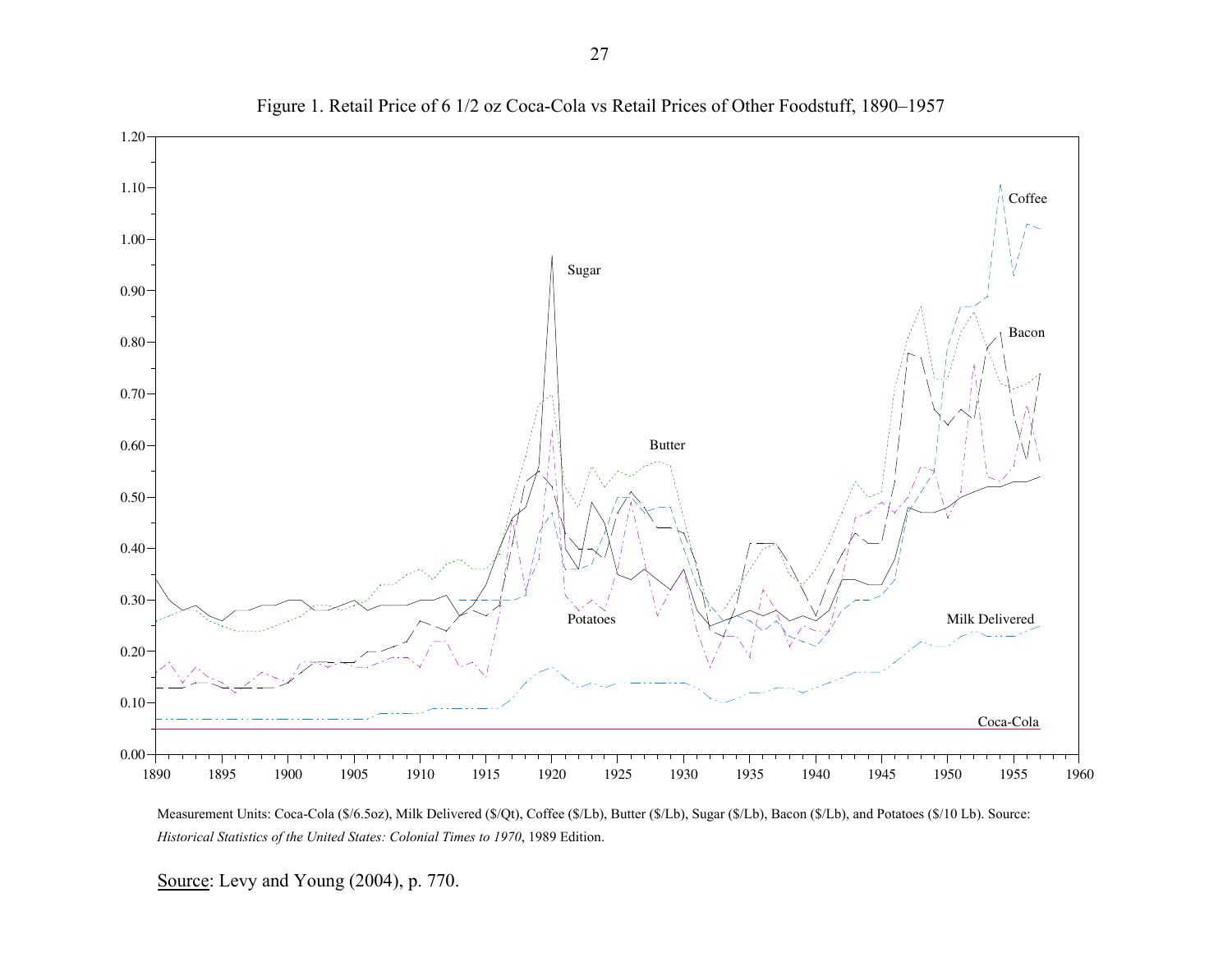Figure 1. Retail Price of 6 1/2 oz Coca-Cola vs Retail Prices of Other Foodstuff, 1890–1957

Measurement Units: Coca-Cola ($/6.5oz), Milk Delivered ($/Qt), Coffee ($/Lb), Butter ($/Lb), Sugar ($/Lb), Bacon ($/Lb), and Potatoes ($/10 Lb). Source: *Historical Statistics of the United States: Colonial Times to 1970*, 1989 Edition.

Source: Levy and Young (2004), p. 770.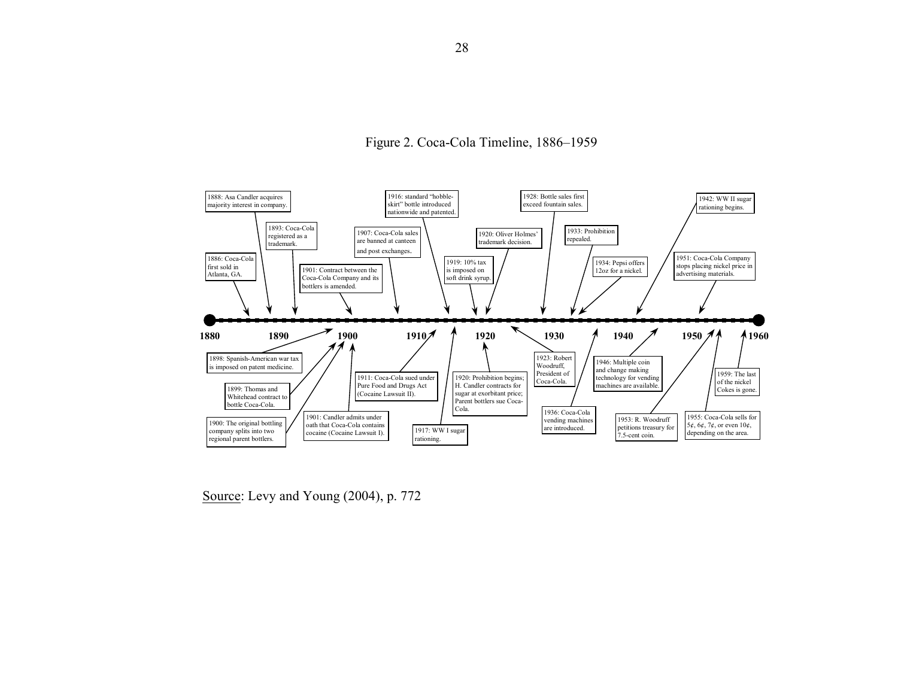Figure 2. Coca-Cola Timeline, 1886–1959

1886: Coca-Cola first sold in Atlanta, GA.

1888: Asa Candler acquires majority interest in company.

1893: Coca-Cola registered as a trademark.

1898: Spanish-American war tax is imposed on patent medicine.

1899: Thomas and Whitehead contract to bottle Coca-Cola.

1900: The original bottling company splits into two regional parent bottlers.

1901: Contract between the Coca-Cola Company and its bottlers is amended.

1901: Candler admits under oath that Coca-Cola contains cocaine (Cocaine Lawsuit I).

1907: Coca-Cola sales are banned at canteen and post exchanges.

1911: Coca-Cola sued under Pure Food and Drugs Act (Cocaine Lawsuit II).

1916: standard "hobble-skirt" bottle introduced nationwide and patented.

1917: WW I sugar rationing.

1919: 10% tax is imposed on soft drink syrup.

1920: Oliver Holmes' trademark decision.

1920: Prohibition begins; H. Candler contracts for sugar at exorbitant price; Parent bottlers sue Coca-Cola.

1923: Robert Woodruff, President of Coca-Cola.

1928: Bottle sales first exceed fountain sales.

1933: Prohibition repealed.

1934: Pepsi offers 12oz for a nickel.

1936: Coca-Cola vending machines are introduced.

1942: WW II sugar rationing begins.

1946: Multiple coin and change making technology for vending machines are available.

1951: Coca-Cola Company stops placing nickel price in advertising materials.

1953: R. Woodruff petitions treasury for 7.5-cent coin.

1955: Coca-Cola sells for 5¢, 6¢, 7¢, or even 10¢, depending on the area.

1959: The last of the nickel Cokes is gone.

1880 — 1890 — 1900 — 1910 — 1920 — 1930 — 1940 — 1950 — 1960

Source: Levy and Young (2004), p. 772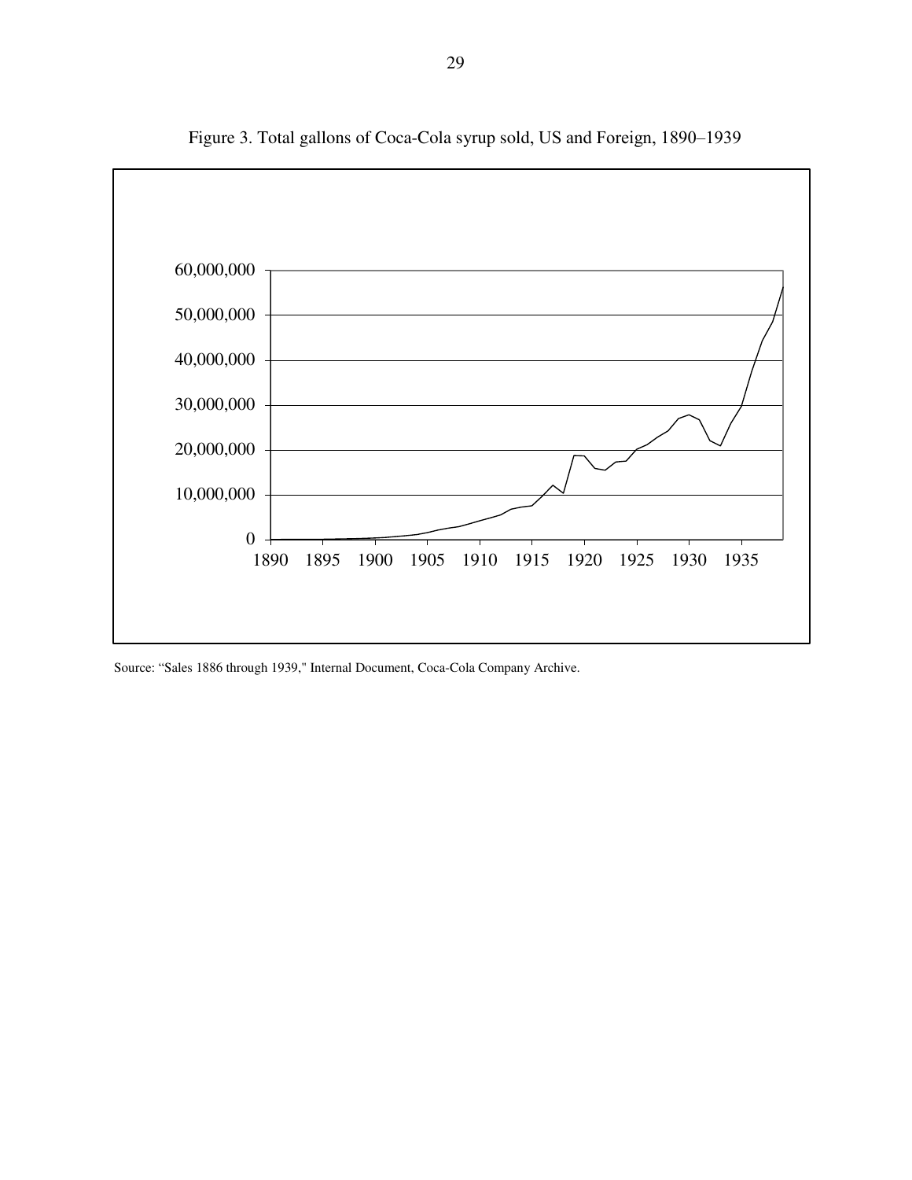Figure 3. Total gallons of Coca-Cola syrup sold, US and Foreign, 1890–1939

Source: "Sales 1886 through 1939," Internal Document, Coca-Cola Company Archive.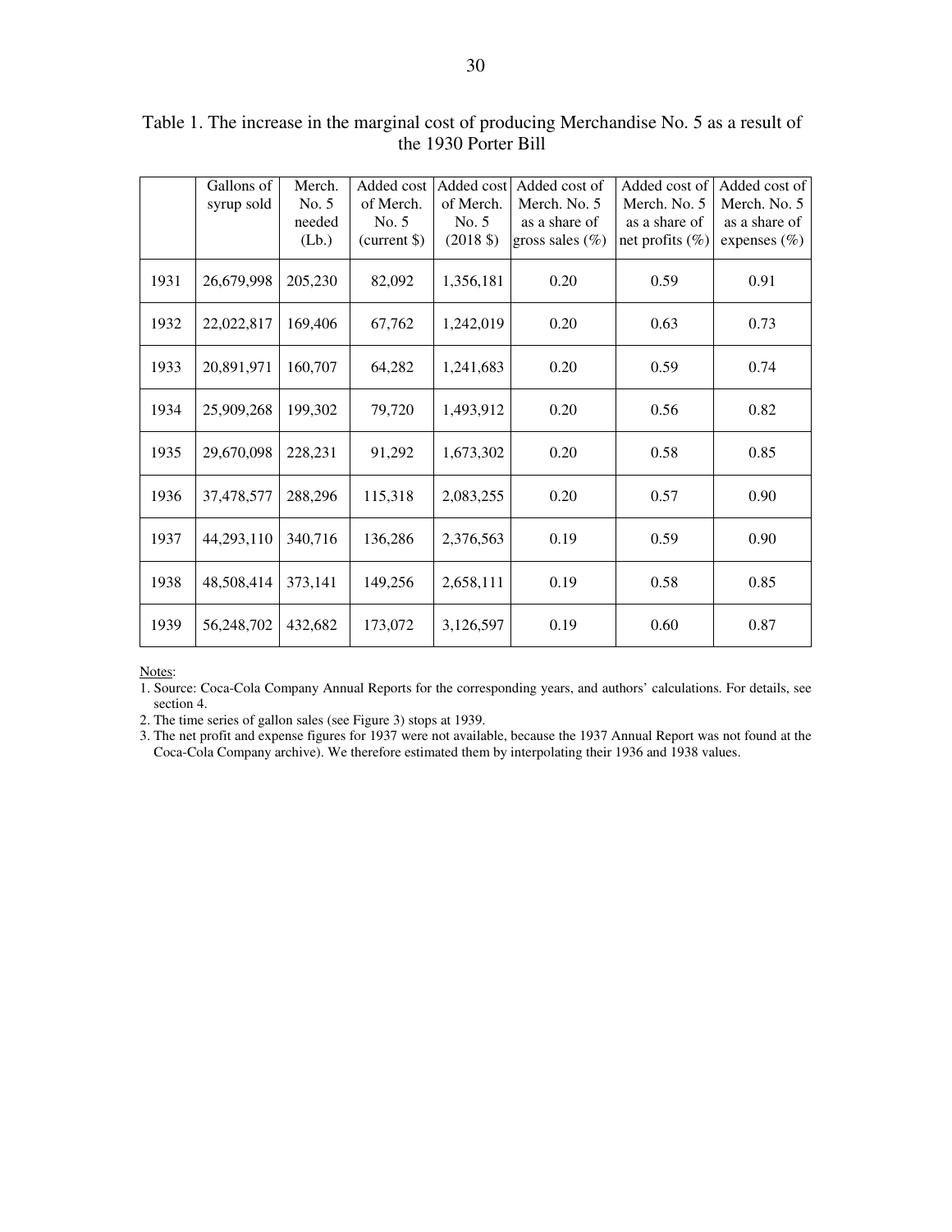Table 1. The increase in the marginal cost of producing Merchandise No. 5 as a result of the 1930 Porter Bill

| | Gallons of syrup sold | Merch. No. 5 needed (Lb.) | Added cost of Merch. No. 5 (current $) | Added cost of Merch. No. 5 (2018 $) | Added cost of Merch. No. 5 as a share of gross sales (%) | Added cost of Merch. No. 5 as a share of net profits (%) | Added cost of Merch. No. 5 as a share of expenses (%) |
|---|---|---|---|---|---|---|---|
| 1931 | 26,679,998 | 205,230 | 82,092 | 1,356,181 | 0.20 | 0.59 | 0.91 |
| 1932 | 22,022,817 | 169,406 | 67,762 | 1,242,019 | 0.20 | 0.63 | 0.73 |
| 1933 | 20,891,971 | 160,707 | 64,282 | 1,241,683 | 0.20 | 0.59 | 0.74 |
| 1934 | 25,909,268 | 199,302 | 79,720 | 1,493,912 | 0.20 | 0.56 | 0.82 |
| 1935 | 29,670,098 | 228,231 | 91,292 | 1,673,302 | 0.20 | 0.58 | 0.85 |
| 1936 | 37,478,577 | 288,296 | 115,318 | 2,083,255 | 0.20 | 0.57 | 0.90 |
| 1937 | 44,293,110 | 340,716 | 136,286 | 2,376,563 | 0.19 | 0.59 | 0.90 |
| 1938 | 48,508,414 | 373,141 | 149,256 | 2,658,111 | 0.19 | 0.58 | 0.85 |
| 1939 | 56,248,702 | 432,682 | 173,072 | 3,126,597 | 0.19 | 0.60 | 0.87 |

Notes:

1. Source: Coca-Cola Company Annual Reports for the corresponding years, and authors' calculations. For details, see section 4.
2. The time series of gallon sales (see Figure 3) stops at 1939.
3. The net profit and expense figures for 1937 were not available, because the 1937 Annual Report was not found at the Coca-Cola Company archive). We therefore estimated them by interpolating their 1936 and 1938 values.